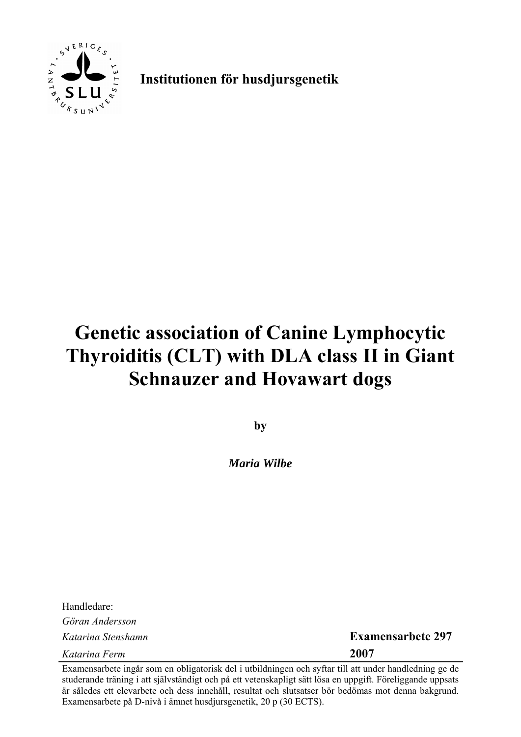**Institutionen för husdjursgenetik**

# Genetic association of Canine Lymphocytic Thyroiditis (CLT) with DLA class II in Giant Schnauzer and Hovawart dogs

**by**

***Maria Wilbe***

Handledare:
*Göran Andersson*
*Katarina Stenshamn*
*Katarina Ferm*

**Examensarbete 297**
**2007**

Examensarbete ingår som en obligatorisk del i utbildningen och syftar till att under handledning ge de studerande träning i att självständigt och på ett vetenskapligt sätt lösa en uppgift. Föreliggande uppsats är således ett elevarbete och dess innehåll, resultat och slutsatser bör bedömas mot denna bakgrund. Examensarbete på D-nivå i ämnet husdjursgenetik, 20 p (30 ECTS).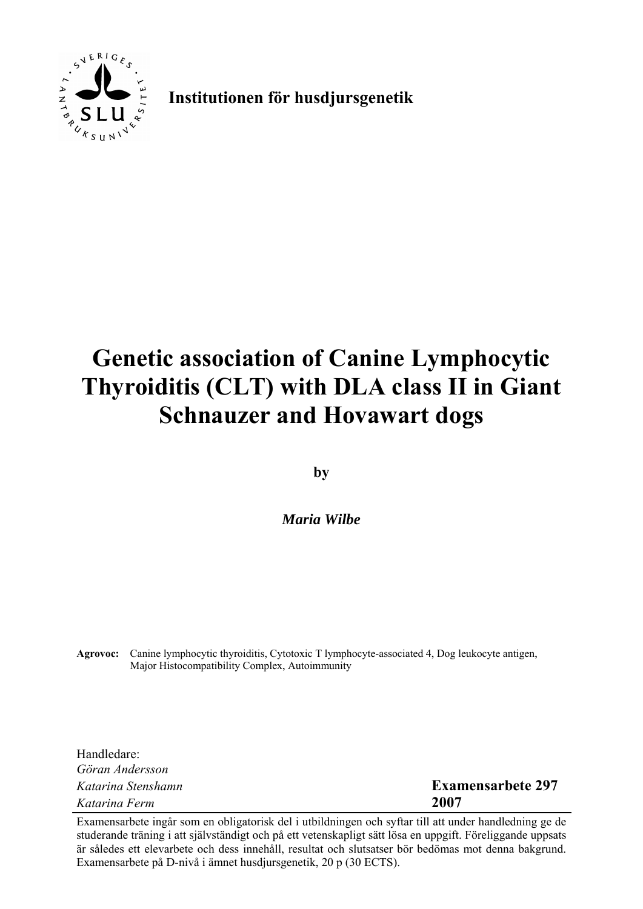**Institutionen för husdjursgenetik**

# Genetic association of Canine Lymphocytic Thyroiditis (CLT) with DLA class II in Giant Schnauzer and Hovawart dogs

**by**

***Maria Wilbe***

**Agrovoc:** Canine lymphocytic thyroiditis, Cytotoxic T lymphocyte-associated 4, Dog leukocyte antigen, Major Histocompatibility Complex, Autoimmunity

Handledare:
*Göran Andersson*
*Katarina Stenshamn*
*Katarina Ferm*

**Examensarbete 297**
**2007**

Examensarbete ingår som en obligatorisk del i utbildningen och syftar till att under handledning ge de studerande träning i att självständigt och på ett vetenskapligt sätt lösa en uppgift. Föreliggande uppsats är således ett elevarbete och dess innehåll, resultat och slutsatser bör bedömas mot denna bakgrund. Examensarbete på D-nivå i ämnet husdjursgenetik, 20 p (30 ECTS).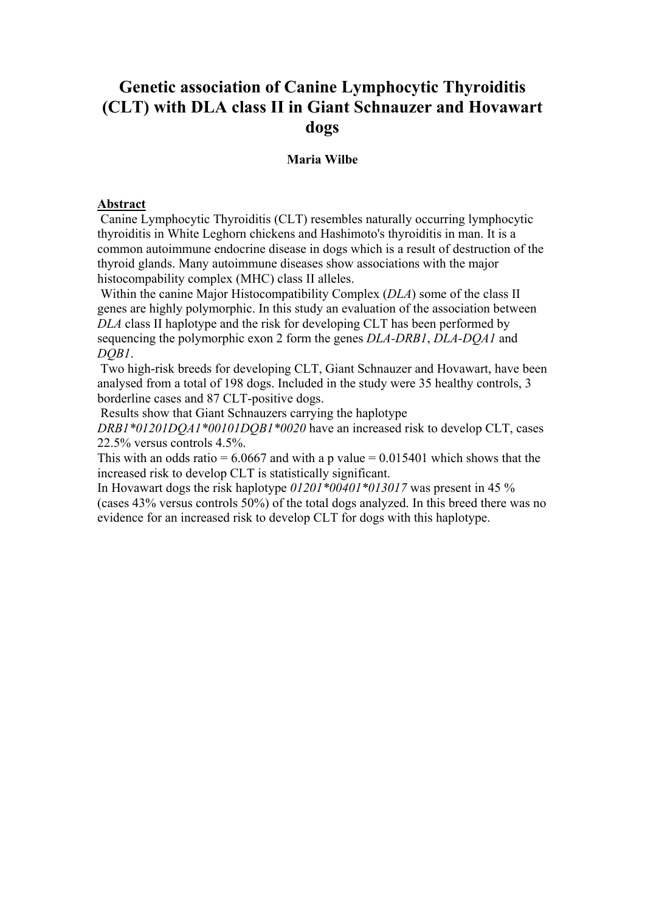# Genetic association of Canine Lymphocytic Thyroiditis (CLT) with DLA class II in Giant Schnauzer and Hovawart dogs

**Maria Wilbe**

**Abstract**

Canine Lymphocytic Thyroiditis (CLT) resembles naturally occurring lymphocytic thyroiditis in White Leghorn chickens and Hashimoto's thyroiditis in man. It is a common autoimmune endocrine disease in dogs which is a result of destruction of the thyroid glands. Many autoimmune diseases show associations with the major histocompability complex (MHC) class II alleles.

Within the canine Major Histocompatibility Complex (*DLA*) some of the class II genes are highly polymorphic. In this study an evaluation of the association between *DLA* class II haplotype and the risk for developing CLT has been performed by sequencing the polymorphic exon 2 form the genes *DLA-DRB1*, *DLA-DQA1* and *DQB1*.

Two high-risk breeds for developing CLT, Giant Schnauzer and Hovawart, have been analysed from a total of 198 dogs. Included in the study were 35 healthy controls, 3 borderline cases and 87 CLT-positive dogs.

Results show that Giant Schnauzers carrying the haplotype *DRB1*01201DQA1*00101DQB1*0020* have an increased risk to develop CLT, cases 22.5% versus controls 4.5%.

This with an odds ratio = 6.0667 and with a p value = 0.015401 which shows that the increased risk to develop CLT is statistically significant.

In Hovawart dogs the risk haplotype *01201*00401*013017* was present in 45 % (cases 43% versus controls 50%) of the total dogs analyzed. In this breed there was no evidence for an increased risk to develop CLT for dogs with this haplotype.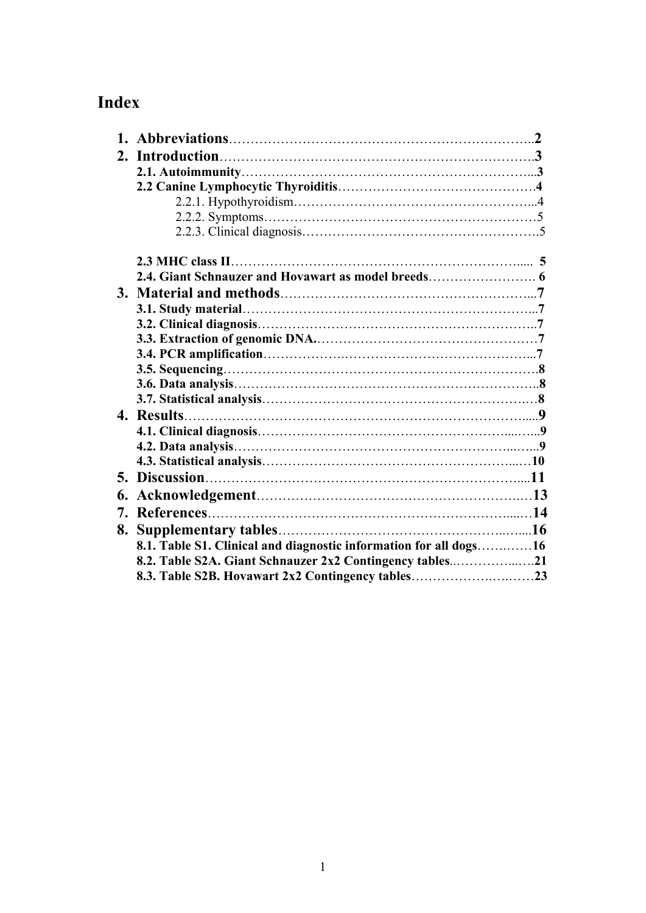# Index

1. **Abbreviations**……………………………………………………………..2
2. **Introduction**…………………………………………………………….3
   - **2.1. Autoimmunity**……………………………………………………...3
   - **2.2 Canine Lymphocytic Thyroiditis**……………………………………….4
     - 2.2.1. Hypothyroidism………………………………………………...4
     - 2.2.2. Symptoms…………………………………………………………5
     - 2.2.3. Clinical diagnosis……………………………………………….5
   - **2.3 MHC class II**………………………………………………………..... 5
   - **2.4. Giant Schnauzer and Hovawart as model breeds**……………………. 6
3. **Material and methods**…………………………………………………...7
   - **3.1. Study material**……………………………………………………...7
   - **3.2. Clinical diagnosis**…………………………………………………..7
   - **3.3. Extraction of genomic DNA.**……………………………………………7
   - **3.4. PCR amplification**……………………………………………………...7
   - **3.5. Sequencing**……………………………………………………………….8
   - **3.6. Data analysis**……………………………………………………………..8
   - **3.7. Statistical analysis**……………………………………………………….8
4. **Results**…………………………………………………………………......9
   - **4.1. Clinical diagnosis**……………………………………………………......9
   - **4.2. Data analysis**……………………………………………………….......9
   - **4.3. Statistical analysis**………………………………………………....…10
5. **Discussion**……………………………………………………………....11
6. **Acknowledgement**………………………………………………………..13
7. **References**……………………………………………………………......14
8. **Supplementary tables**…………………………………………………......16
   - **8.1. Table S1. Clinical and diagnostic information for all dogs**…….……16
   - **8.2. Table S2A. Giant Schnauzer 2x2 Contingency tables**..……………..…21
   - **8.3. Table S2B. Hovawart 2x2 Contingency tables**…………………………23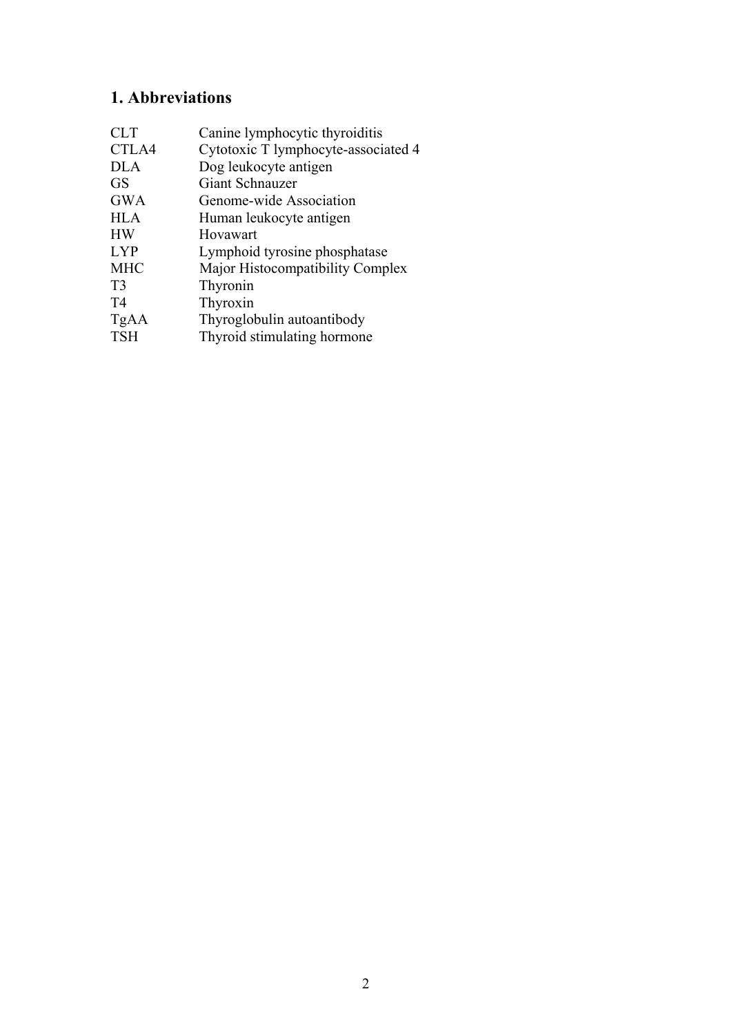## 1. Abbreviations

| | |
|---|---|
| CLT | Canine lymphocytic thyroiditis |
| CTLA4 | Cytotoxic T lymphocyte-associated 4 |
| DLA | Dog leukocyte antigen |
| GS | Giant Schnauzer |
| GWA | Genome-wide Association |
| HLA | Human leukocyte antigen |
| HW | Hovawart |
| LYP | Lymphoid tyrosine phosphatase |
| MHC | Major Histocompatibility Complex |
| T3 | Thyronin |
| T4 | Thyroxin |
| TgAA | Thyroglobulin autoantibody |
| TSH | Thyroid stimulating hormone |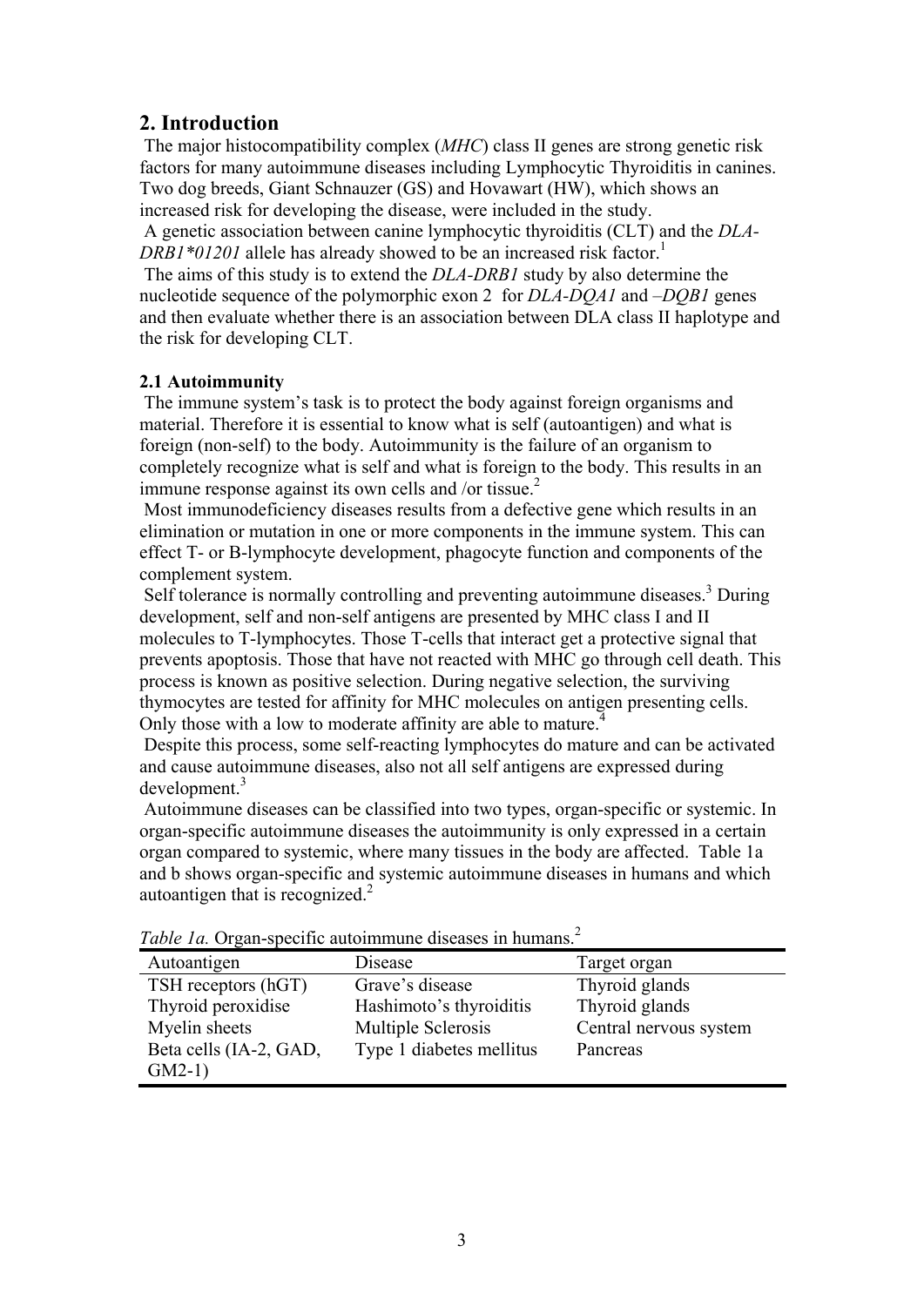## 2. Introduction

The major histocompatibility complex (*MHC*) class II genes are strong genetic risk factors for many autoimmune diseases including Lymphocytic Thyroiditis in canines. Two dog breeds, Giant Schnauzer (GS) and Hovawart (HW), which shows an increased risk for developing the disease, were included in the study.

A genetic association between canine lymphocytic thyroiditis (CLT) and the *DLA-DRB1\*01201* allele has already showed to be an increased risk factor.[1]

The aims of this study is to extend the *DLA-DRB1* study by also determine the nucleotide sequence of the polymorphic exon 2 for *DLA-DQA1* and *–DQB1* genes and then evaluate whether there is an association between DLA class II haplotype and the risk for developing CLT.

### 2.1 Autoimmunity

The immune system's task is to protect the body against foreign organisms and material. Therefore it is essential to know what is self (autoantigen) and what is foreign (non-self) to the body. Autoimmunity is the failure of an organism to completely recognize what is self and what is foreign to the body. This results in an immune response against its own cells and /or tissue.[2]

Most immunodeficiency diseases results from a defective gene which results in an elimination or mutation in one or more components in the immune system. This can effect T- or B-lymphocyte development, phagocyte function and components of the complement system.

Self tolerance is normally controlling and preventing autoimmune diseases.[3] During development, self and non-self antigens are presented by MHC class I and II molecules to T-lymphocytes. Those T-cells that interact get a protective signal that prevents apoptosis. Those that have not reacted with MHC go through cell death. This process is known as positive selection. During negative selection, the surviving thymocytes are tested for affinity for MHC molecules on antigen presenting cells. Only those with a low to moderate affinity are able to mature.[4]

Despite this process, some self-reacting lymphocytes do mature and can be activated and cause autoimmune diseases, also not all self antigens are expressed during development.[3]

Autoimmune diseases can be classified into two types, organ-specific or systemic. In organ-specific autoimmune diseases the autoimmunity is only expressed in a certain organ compared to systemic, where many tissues in the body are affected. Table 1a and b shows organ-specific and systemic autoimmune diseases in humans and which autoantigen that is recognized.[2]

*Table 1a.* Organ-specific autoimmune diseases in humans.[2]

| Autoantigen | Disease | Target organ |
|---|---|---|
| TSH receptors (hGT) | Grave's disease | Thyroid glands |
| Thyroid peroxidise | Hashimoto's thyroiditis | Thyroid glands |
| Myelin sheets | Multiple Sclerosis | Central nervous system |
| Beta cells (IA-2, GAD, GM2-1) | Type 1 diabetes mellitus | Pancreas |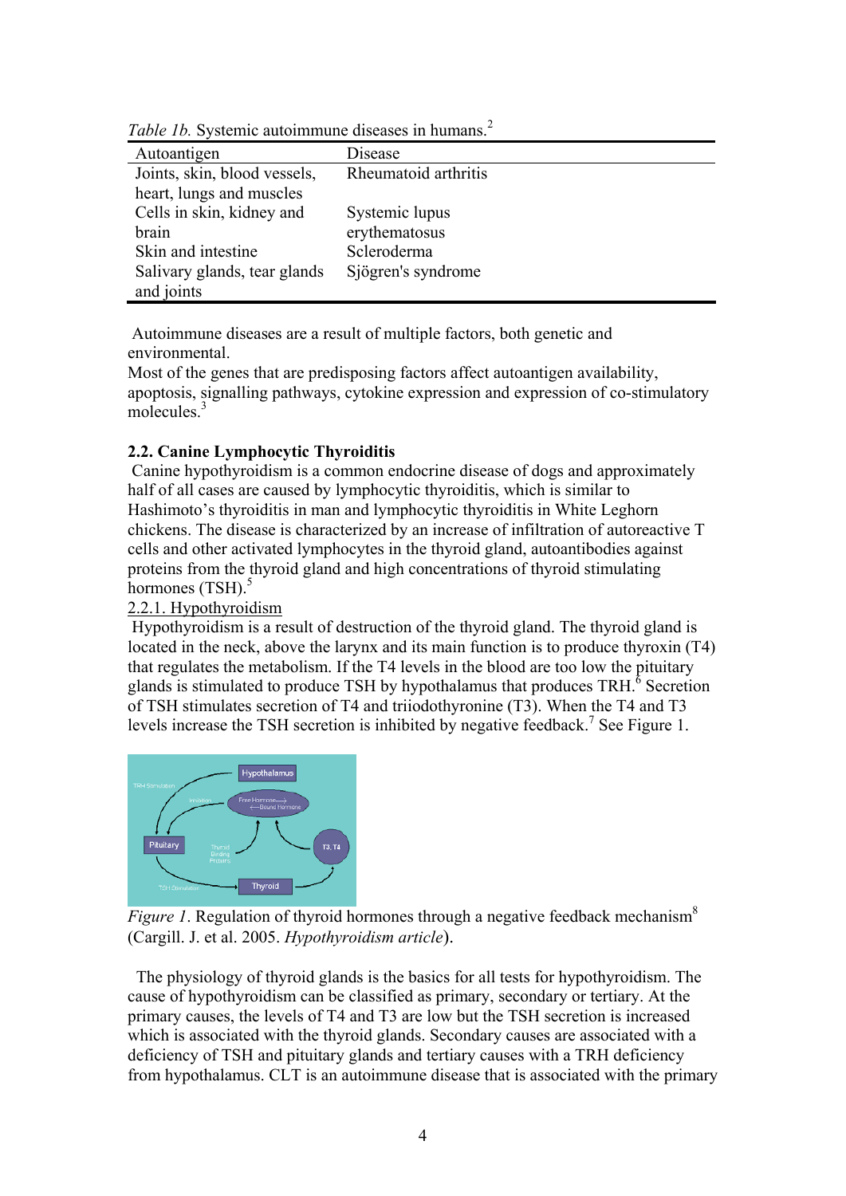*Table 1b.* Systemic autoimmune diseases in humans.[2]

| Autoantigen | Disease |
|---|---|
| Joints, skin, blood vessels, heart, lungs and muscles | Rheumatoid arthritis |
| Cells in skin, kidney and brain | Systemic lupus erythematosus |
| Skin and intestine | Scleroderma |
| Salivary glands, tear glands and joints | Sjögren's syndrome |

Autoimmune diseases are a result of multiple factors, both genetic and environmental.
Most of the genes that are predisposing factors affect autoantigen availability, apoptosis, signalling pathways, cytokine expression and expression of co-stimulatory molecules.[3]

### 2.2. Canine Lymphocytic Thyroiditis

Canine hypothyroidism is a common endocrine disease of dogs and approximately half of all cases are caused by lymphocytic thyroiditis, which is similar to Hashimoto's thyroiditis in man and lymphocytic thyroiditis in White Leghorn chickens. The disease is characterized by an increase of infiltration of autoreactive T cells and other activated lymphocytes in the thyroid gland, autoantibodies against proteins from the thyroid gland and high concentrations of thyroid stimulating hormones (TSH).[5]

#### 2.2.1. Hypothyroidism

Hypothyroidism is a result of destruction of the thyroid gland. The thyroid gland is located in the neck, above the larynx and its main function is to produce thyroxin (T4) that regulates the metabolism. If the T4 levels in the blood are too low the pituitary glands is stimulated to produce TSH by hypothalamus that produces TRH.[6] Secretion of TSH stimulates secretion of T4 and triiodothyronine (T3). When the T4 and T3 levels increase the TSH secretion is inhibited by negative feedback.[7] See Figure 1.

*Figure 1*. Regulation of thyroid hormones through a negative feedback mechanism[8] (Cargill. J. et al. 2005. *Hypothyroidism article*).

The physiology of thyroid glands is the basics for all tests for hypothyroidism. The cause of hypothyroidism can be classified as primary, secondary or tertiary. At the primary causes, the levels of T4 and T3 are low but the TSH secretion is increased which is associated with the thyroid glands. Secondary causes are associated with a deficiency of TSH and pituitary glands and tertiary causes with a TRH deficiency from hypothalamus. CLT is an autoimmune disease that is associated with the primary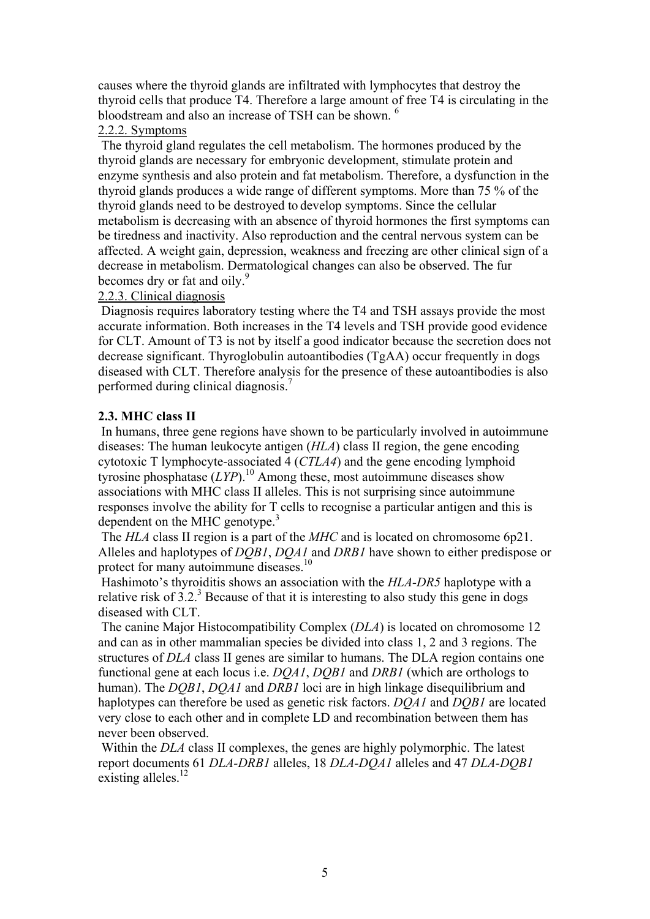causes where the thyroid glands are infiltrated with lymphocytes that destroy the thyroid cells that produce T4. Therefore a large amount of free T4 is circulating in the bloodstream and also an increase of TSH can be shown. [6]

2.2.2. Symptoms

The thyroid gland regulates the cell metabolism. The hormones produced by the thyroid glands are necessary for embryonic development, stimulate protein and enzyme synthesis and also protein and fat metabolism. Therefore, a dysfunction in the thyroid glands produces a wide range of different symptoms. More than 75 % of the thyroid glands need to be destroyed to develop symptoms. Since the cellular metabolism is decreasing with an absence of thyroid hormones the first symptoms can be tiredness and inactivity. Also reproduction and the central nervous system can be affected. A weight gain, depression, weakness and freezing are other clinical sign of a decrease in metabolism. Dermatological changes can also be observed. The fur becomes dry or fat and oily.[9]

2.2.3. Clinical diagnosis

Diagnosis requires laboratory testing where the T4 and TSH assays provide the most accurate information. Both increases in the T4 levels and TSH provide good evidence for CLT. Amount of T3 is not by itself a good indicator because the secretion does not decrease significant. Thyroglobulin autoantibodies (TgAA) occur frequently in dogs diseased with CLT. Therefore analysis for the presence of these autoantibodies is also performed during clinical diagnosis.[7]

### 2.3. MHC class II

In humans, three gene regions have shown to be particularly involved in autoimmune diseases: The human leukocyte antigen (*HLA*) class II region, the gene encoding cytotoxic T lymphocyte-associated 4 (*CTLA4*) and the gene encoding lymphoid tyrosine phosphatase (*LYP*).[10] Among these, most autoimmune diseases show associations with MHC class II alleles. This is not surprising since autoimmune responses involve the ability for T cells to recognise a particular antigen and this is dependent on the MHC genotype.[3]

The *HLA* class II region is a part of the *MHC* and is located on chromosome 6p21. Alleles and haplotypes of *DQB1*, *DQA1* and *DRB1* have shown to either predispose or protect for many autoimmune diseases.[10]

Hashimoto's thyroiditis shows an association with the *HLA-DR5* haplotype with a relative risk of 3.2.[3] Because of that it is interesting to also study this gene in dogs diseased with CLT.

The canine Major Histocompatibility Complex (*DLA*) is located on chromosome 12 and can as in other mammalian species be divided into class 1, 2 and 3 regions. The structures of *DLA* class II genes are similar to humans. The DLA region contains one functional gene at each locus i.e. *DQA1*, *DQB1* and *DRB1* (which are orthologs to human). The *DQB1*, *DQA1* and *DRB1* loci are in high linkage disequilibrium and haplotypes can therefore be used as genetic risk factors. *DQA1* and *DQB1* are located very close to each other and in complete LD and recombination between them has never been observed.

Within the *DLA* class II complexes, the genes are highly polymorphic. The latest report documents 61 *DLA-DRB1* alleles, 18 *DLA-DQA1* alleles and 47 *DLA-DQB1* existing alleles.[12]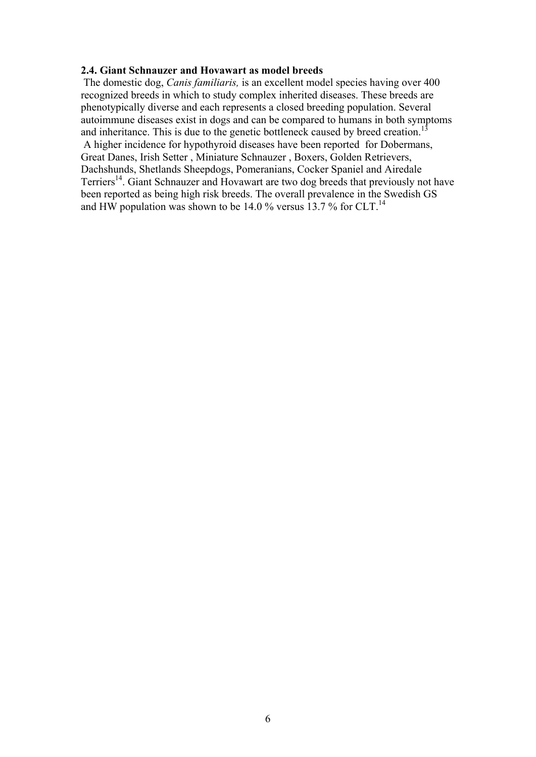### 2.4. Giant Schnauzer and Hovawart as model breeds

The domestic dog, *Canis familiaris,* is an excellent model species having over 400 recognized breeds in which to study complex inherited diseases. These breeds are phenotypically diverse and each represents a closed breeding population. Several autoimmune diseases exist in dogs and can be compared to humans in both symptoms and inheritance. This is due to the genetic bottleneck caused by breed creation.[13]

A higher incidence for hypothyroid diseases have been reported for Dobermans, Great Danes, Irish Setter , Miniature Schnauzer , Boxers, Golden Retrievers, Dachshunds, Shetlands Sheepdogs, Pomeranians, Cocker Spaniel and Airedale Terriers[14]. Giant Schnauzer and Hovawart are two dog breeds that previously not have been reported as being high risk breeds. The overall prevalence in the Swedish GS and HW population was shown to be 14.0 % versus 13.7 % for CLT.[14]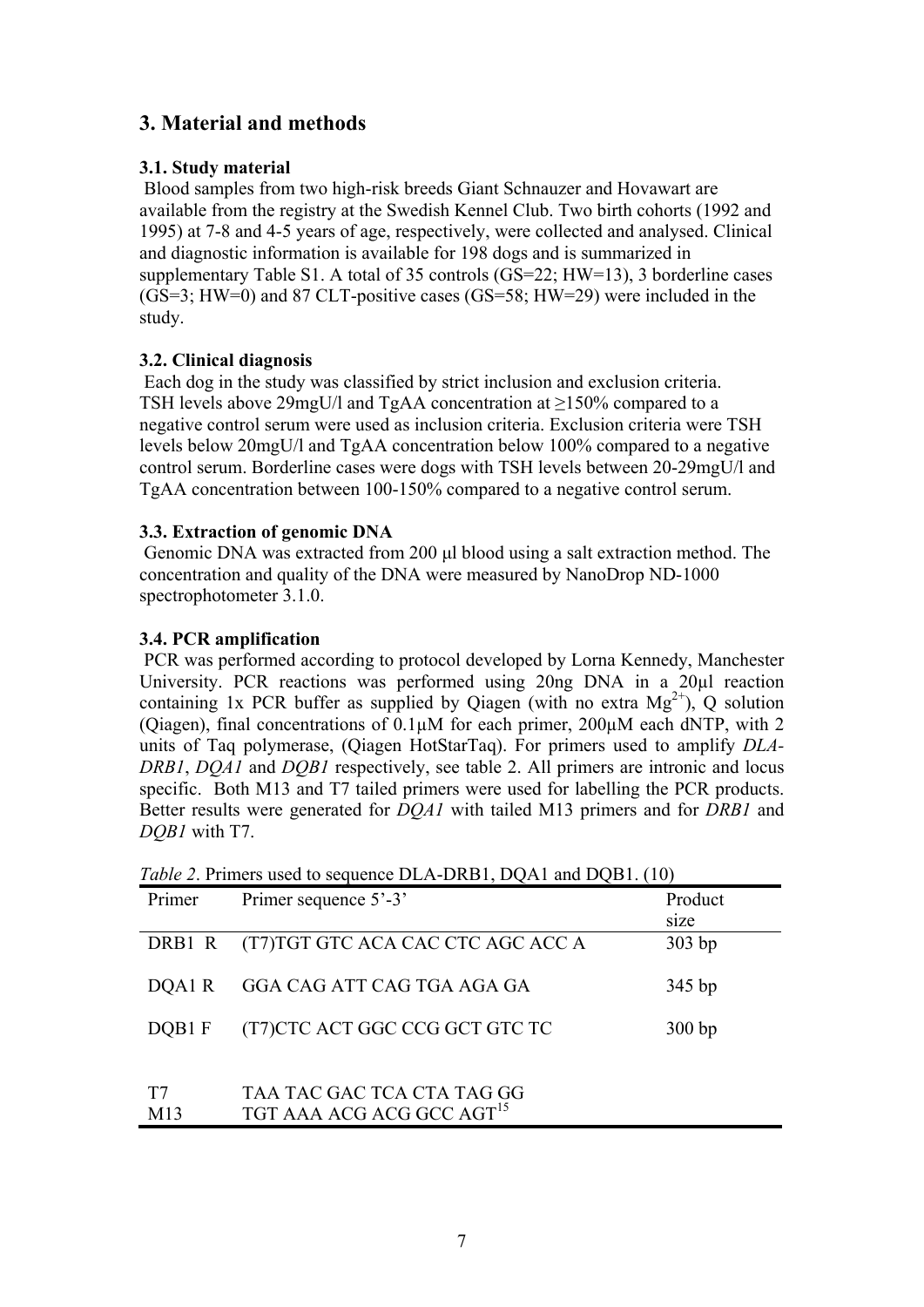## 3. Material and methods

### 3.1. Study material

Blood samples from two high-risk breeds Giant Schnauzer and Hovawart are available from the registry at the Swedish Kennel Club. Two birth cohorts (1992 and 1995) at 7-8 and 4-5 years of age, respectively, were collected and analysed. Clinical and diagnostic information is available for 198 dogs and is summarized in supplementary Table S1. A total of 35 controls (GS=22; HW=13), 3 borderline cases (GS=3; HW=0) and 87 CLT-positive cases (GS=58; HW=29) were included in the study.

### 3.2. Clinical diagnosis

Each dog in the study was classified by strict inclusion and exclusion criteria. TSH levels above 29mgU/l and TgAA concentration at ≥150% compared to a negative control serum were used as inclusion criteria. Exclusion criteria were TSH levels below 20mgU/l and TgAA concentration below 100% compared to a negative control serum. Borderline cases were dogs with TSH levels between 20-29mgU/l and TgAA concentration between 100-150% compared to a negative control serum.

### 3.3. Extraction of genomic DNA

Genomic DNA was extracted from 200 µl blood using a salt extraction method. The concentration and quality of the DNA were measured by NanoDrop ND-1000 spectrophotometer 3.1.0.

### 3.4. PCR amplification

PCR was performed according to protocol developed by Lorna Kennedy, Manchester University. PCR reactions was performed using 20ng DNA in a 20µl reaction containing 1x PCR buffer as supplied by Qiagen (with no extra $Mg^{2+}$), Q solution (Qiagen), final concentrations of 0.1µM for each primer, 200µM each dNTP, with 2 units of Taq polymerase, (Qiagen HotStarTaq). For primers used to amplify *DLA-DRB1*, *DQA1* and *DQB1* respectively, see table 2. All primers are intronic and locus specific. Both M13 and T7 tailed primers were used for labelling the PCR products. Better results were generated for *DQA1* with tailed M13 primers and for *DRB1* and *DQB1* with T7.

*Table 2*. Primers used to sequence DLA-DRB1, DQA1 and DQB1. (10)

| Primer | Primer sequence 5'-3' | Product size |
|---|---|---|
| DRB1 R | (T7)TGT GTC ACA CAC CTC AGC ACC A | 303 bp |
| DQA1 R | GGA CAG ATT CAG TGA AGA GA | 345 bp |
| DQB1 F | (T7)CTC ACT GGC CCG GCT GTC TC | 300 bp |
| T7 | TAA TAC GAC TCA CTA TAG GG | |
| M13 | TGT AAA ACG ACG GCC AGT[15] | |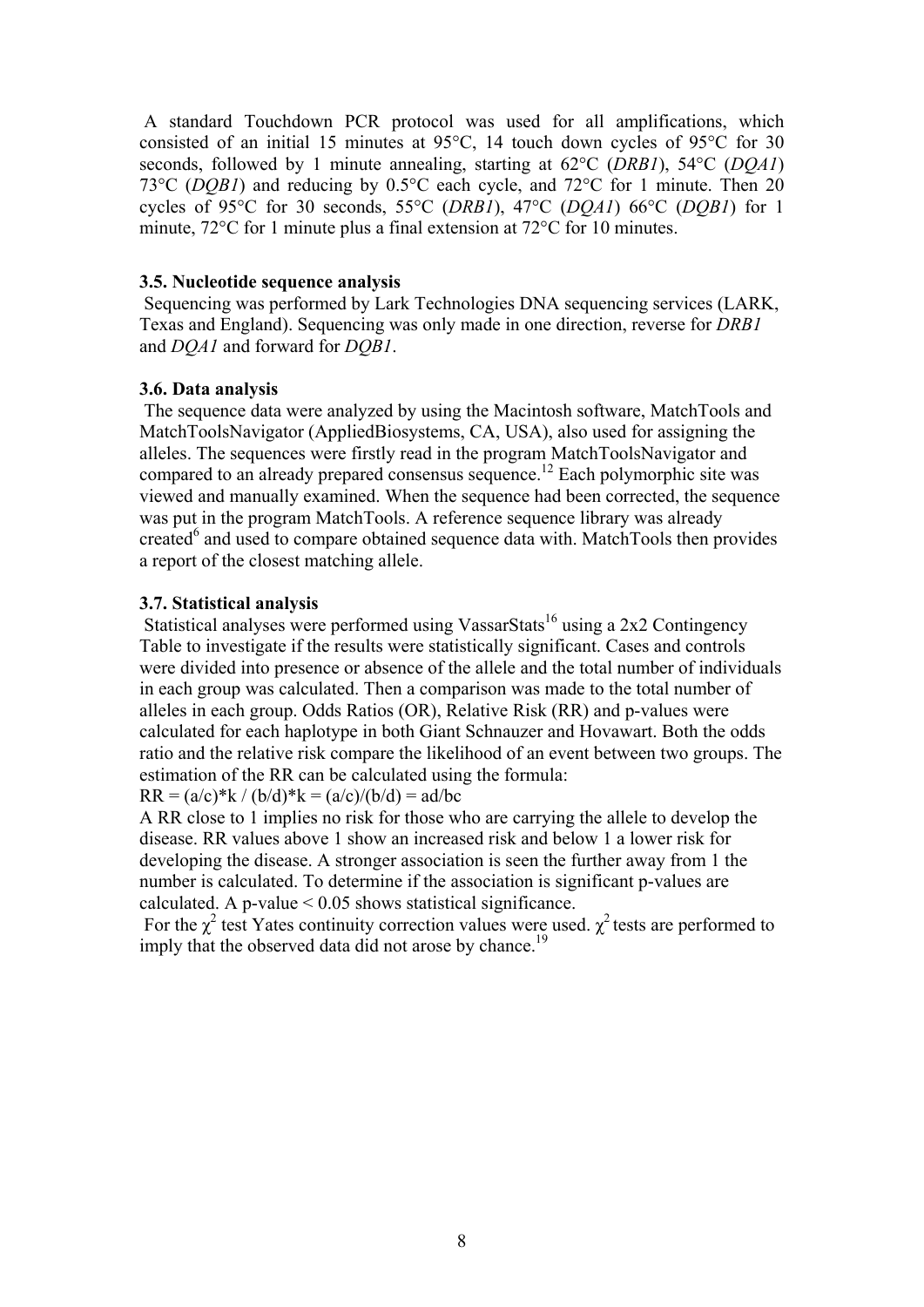A standard Touchdown PCR protocol was used for all amplifications, which consisted of an initial 15 minutes at 95°C, 14 touch down cycles of 95°C for 30 seconds, followed by 1 minute annealing, starting at 62°C (*DRB1*), 54°C (*DQA1*) 73°C (*DQB1*) and reducing by 0.5°C each cycle, and 72°C for 1 minute. Then 20 cycles of 95°C for 30 seconds, 55°C (*DRB1*), 47°C (*DQA1*) 66°C (*DQB1*) for 1 minute, 72°C for 1 minute plus a final extension at 72°C for 10 minutes.

### 3.5. Nucleotide sequence analysis

Sequencing was performed by Lark Technologies DNA sequencing services (LARK, Texas and England). Sequencing was only made in one direction, reverse for *DRB1* and *DQA1* and forward for *DQB1*.

### 3.6. Data analysis

The sequence data were analyzed by using the Macintosh software, MatchTools and MatchToolsNavigator (AppliedBiosystems, CA, USA), also used for assigning the alleles. The sequences were firstly read in the program MatchToolsNavigator and compared to an already prepared consensus sequence.[12] Each polymorphic site was viewed and manually examined. When the sequence had been corrected, the sequence was put in the program MatchTools. A reference sequence library was already created[6] and used to compare obtained sequence data with. MatchTools then provides a report of the closest matching allele.

### 3.7. Statistical analysis

Statistical analyses were performed using VassarStats[16] using a 2x2 Contingency Table to investigate if the results were statistically significant. Cases and controls were divided into presence or absence of the allele and the total number of individuals in each group was calculated. Then a comparison was made to the total number of alleles in each group. Odds Ratios (OR), Relative Risk (RR) and p-values were calculated for each haplotype in both Giant Schnauzer and Hovawart. Both the odds ratio and the relative risk compare the likelihood of an event between two groups. The estimation of the RR can be calculated using the formula:

$RR = (a/c)*k / (b/d)*k = (a/c)/(b/d) = ad/bc$

A RR close to 1 implies no risk for those who are carrying the allele to develop the disease. RR values above 1 show an increased risk and below 1 a lower risk for developing the disease. A stronger association is seen the further away from 1 the number is calculated. To determine if the association is significant p-values are calculated. A p-value $< 0.05$ shows statistical significance.

For the $\chi^2$ test Yates continuity correction values were used. $\chi^2$ tests are performed to imply that the observed data did not arose by chance.[19]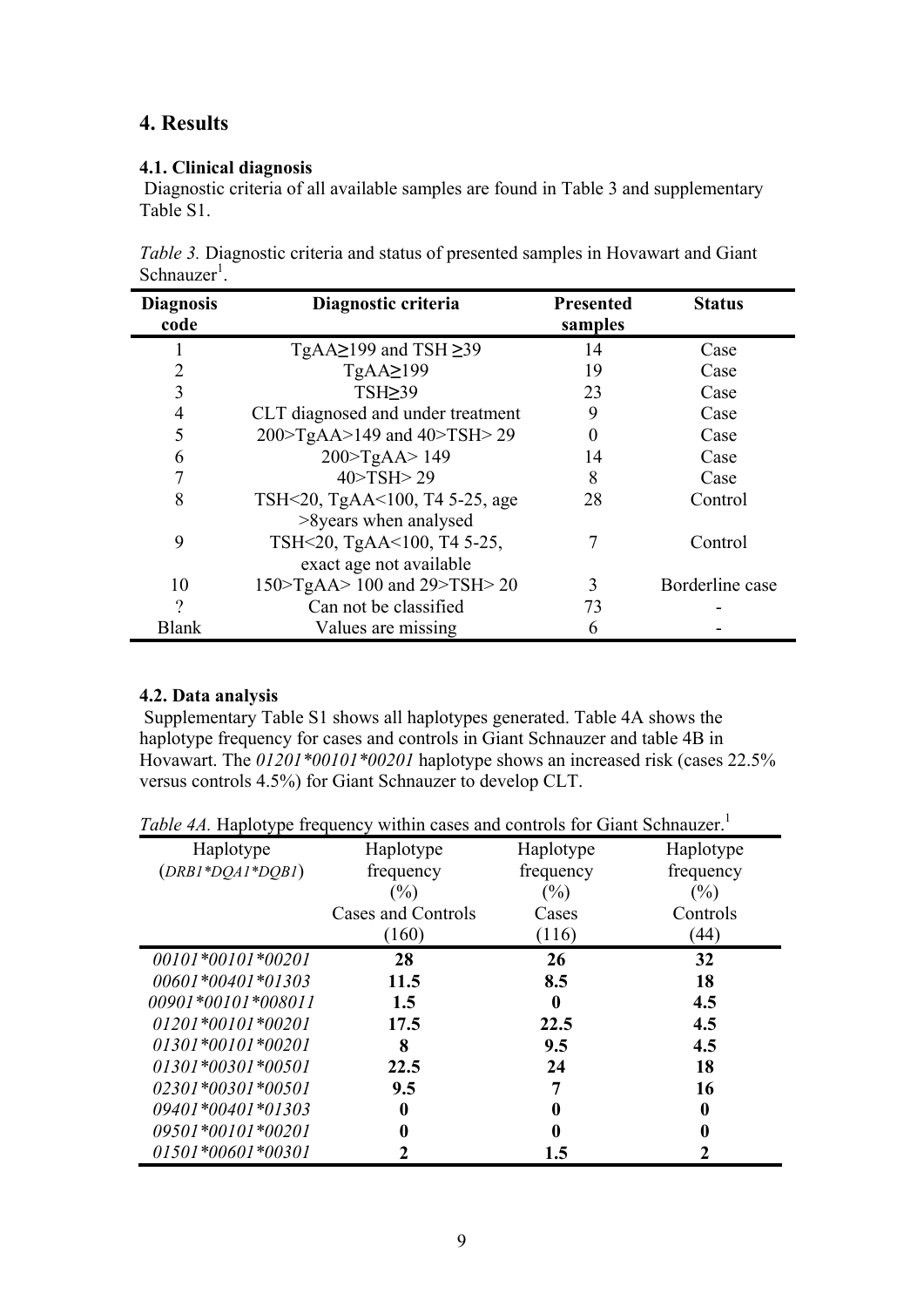## 4. Results

### 4.1. Clinical diagnosis

Diagnostic criteria of all available samples are found in Table 3 and supplementary Table S1.

*Table 3.* Diagnostic criteria and status of presented samples in Hovawart and Giant Schnauzer[1].

| Diagnosis code | Diagnostic criteria | Presented samples | Status |
|---|---|---|---|
| 1 | TgAA≥199 and TSH ≥39 | 14 | Case |
| 2 | TgAA≥199 | 19 | Case |
| 3 | TSH≥39 | 23 | Case |
| 4 | CLT diagnosed and under treatment | 9 | Case |
| 5 | 200>TgAA>149 and 40>TSH> 29 | 0 | Case |
| 6 | 200>TgAA> 149 | 14 | Case |
| 7 | 40>TSH> 29 | 8 | Case |
| 8 | TSH<20, TgAA<100, T4 5-25, age >8years when analysed | 28 | Control |
| 9 | TSH<20, TgAA<100, T4 5-25, exact age not available | 7 | Control |
| 10 | 150>TgAA> 100 and 29>TSH> 20 | 3 | Borderline case |
| ? | Can not be classified | 73 | - |
| Blank | Values are missing | 6 | - |

### 4.2. Data analysis

Supplementary Table S1 shows all haplotypes generated. Table 4A shows the haplotype frequency for cases and controls in Giant Schnauzer and table 4B in Hovawart. The *01201\*00101\*00201* haplotype shows an increased risk (cases 22.5% versus controls 4.5%) for Giant Schnauzer to develop CLT.

*Table 4A.* Haplotype frequency within cases and controls for Giant Schnauzer.[1]

| Haplotype (*DRB1\*DQA1\*DQB1*) | Haplotype frequency (%) Cases and Controls (160) | Haplotype frequency (%) Cases (116) | Haplotype frequency (%) Controls (44) |
|---|---|---|---|
| *00101\*00101\*00201* | **28** | **26** | **32** |
| *00601\*00401\*01303* | **11.5** | **8.5** | **18** |
| *00901\*00101\*008011* | **1.5** | **0** | **4.5** |
| *01201\*00101\*00201* | **17.5** | **22.5** | **4.5** |
| *01301\*00101\*00201* | **8** | **9.5** | **4.5** |
| *01301\*00301\*00501* | **22.5** | **24** | **18** |
| *02301\*00301\*00501* | **9.5** | **7** | **16** |
| *09401\*00401\*01303* | **0** | **0** | **0** |
| *09501\*00101\*00201* | **0** | **0** | **0** |
| *01501\*00601\*00301* | **2** | **1.5** | **2** |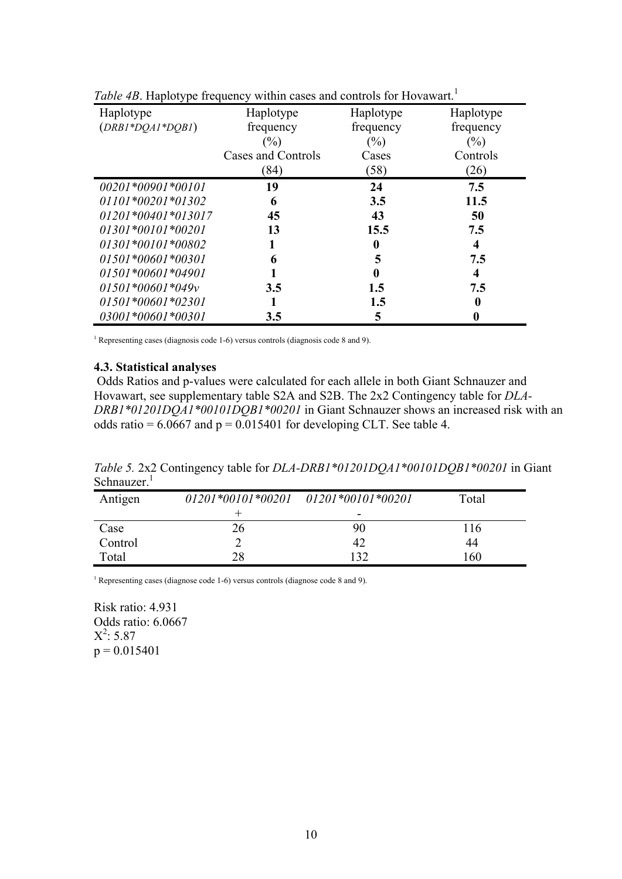*Table 4B*. Haplotype frequency within cases and controls for Hovawart.[1]

| Haplotype (*DRB1*DQA1*DQB1*) | Haplotype frequency (%) Cases and Controls (84) | Haplotype frequency (%) Cases (58) | Haplotype frequency (%) Controls (26) |
|---|---|---|---|
| *00201*00901*00101* | **19** | **24** | **7.5** |
| *01101*00201*01302* | **6** | **3.5** | **11.5** |
| *01201*00401*013017* | **45** | **43** | **50** |
| *01301*00101*00201* | **13** | **15.5** | **7.5** |
| *01301*00101*00802* | **1** | **0** | **4** |
| *01501*00601*00301* | **6** | **5** | **7.5** |
| *01501*00601*04901* | **1** | **0** | **4** |
| *01501*00601*049v* | **3.5** | **1.5** | **7.5** |
| *01501*00601*02301* | **1** | **1.5** | **0** |
| *03001*00601*00301* | **3.5** | **5** | **0** |

[1] Representing cases (diagnosis code 1-6) versus controls (diagnosis code 8 and 9).

### 4.3. Statistical analyses

Odds Ratios and p-values were calculated for each allele in both Giant Schnauzer and Hovawart, see supplementary table S2A and S2B. The 2x2 Contingency table for *DLA-DRB1*01201DQA1*00101DQB1*00201* in Giant Schnauzer shows an increased risk with an odds ratio = 6.0667 and p = 0.015401 for developing CLT. See table 4.

*Table 5.* 2x2 Contingency table for *DLA-DRB1*01201DQA1*00101DQB1*00201* in Giant Schnauzer.[1]

| Antigen | *01201*00101*00201* + | *01201*00101*00201* - | Total |
|---|---|---|---|
| Case | 26 | 90 | 116 |
| Control | 2 | 42 | 44 |
| Total | 28 | 132 | 160 |

[1] Representing cases (diagnose code 1-6) versus controls (diagnose code 8 and 9).

Risk ratio: 4.931
Odds ratio: 6.0667
$X^2$: 5.87
p = 0.015401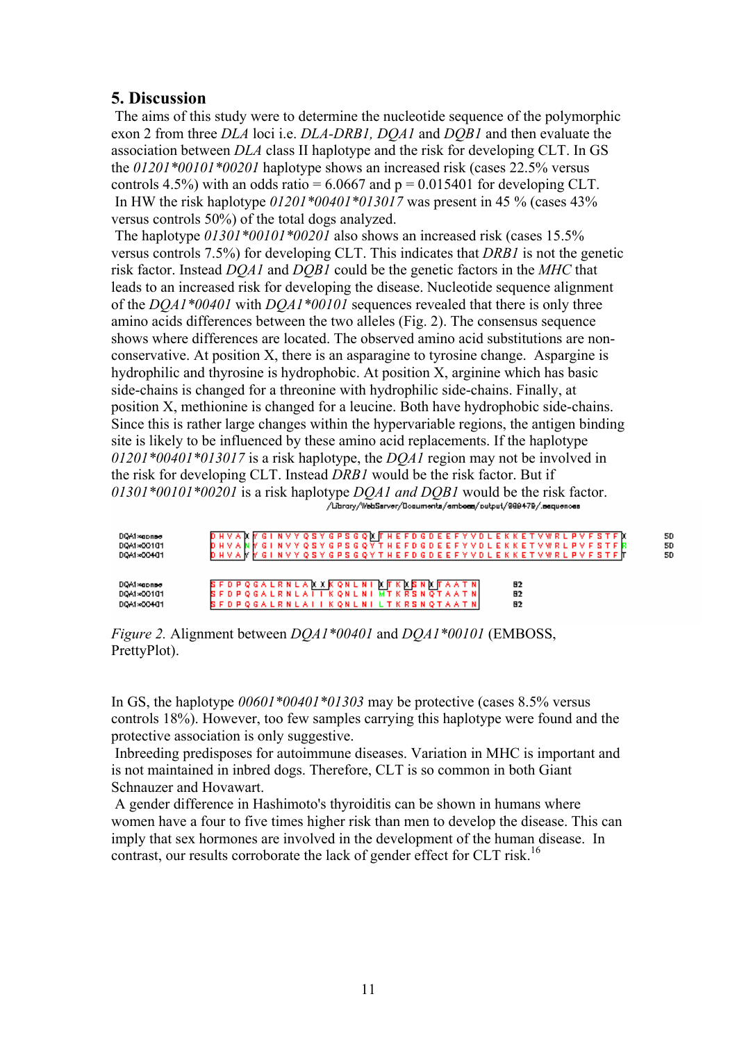## 5. Discussion

The aims of this study were to determine the nucleotide sequence of the polymorphic exon 2 from three *DLA* loci i.e. *DLA-DRB1, DQA1* and *DQB1* and then evaluate the association between *DLA* class II haplotype and the risk for developing CLT. In GS the *01201*00101*00201* haplotype shows an increased risk (cases 22.5% versus controls 4.5%) with an odds ratio = 6.0667 and p = 0.015401 for developing CLT. In HW the risk haplotype *01201*00401*013017* was present in 45 % (cases 43% versus controls 50%) of the total dogs analyzed.

The haplotype *01301*00101*00201* also shows an increased risk (cases 15.5% versus controls 7.5%) for developing CLT. This indicates that *DRB1* is not the genetic risk factor. Instead *DQA1* and *DQB1* could be the genetic factors in the *MHC* that leads to an increased risk for developing the disease. Nucleotide sequence alignment of the *DQA1*00401* with *DQA1*00101* sequences revealed that there is only three amino acids differences between the two alleles (Fig. 2). The consensus sequence shows where differences are located. The observed amino acid substitutions are non-conservative. At position X, there is an asparagine to tyrosine change. Aspargine is hydrophilic and thyrosine is hydrophobic. At position X, arginine which has basic side-chains is changed for a threonine with hydrophilic side-chains. Finally, at position X, methionine is changed for a leucine. Both have hydrophobic side-chains. Since this is rather large changes within the hypervariable regions, the antigen binding site is likely to be influenced by these amino acid replacements. If the haplotype *01201*00401*013017* is a risk haplotype, the *DQA1* region may not be involved in the risk for developing CLT. Instead *DRB1* would be the risk factor. But if *01301*00101*00201* is a risk haplotype *DQA1 and DQB1* would be the risk factor.

```
/Library/WebServer/Documents/emboss/output/888478/.sequences

DQA1consensus  D H V A X Y G I N V Y Q S Y G P S G Q X T H E F D G D E E F Y V D L E K K E T V W R L P V F S T F X   50
DQA1*00101     D H V A N Y G I N V Y Q S Y G P S G Q Y T H E F D G D E E F Y V D L E K K E T V W R L P V F S T F R   50
DQA1*00401     D H V A Y Y G I N V Y Q S Y G P S G Q Y T H E F D G D E E F Y V D L E K K E T V W R L P V F S T F T   50

DQA1consensus  S F D P Q G A L R N L A X X K Q N L N I X T K X S N X T A A T N   82
DQA1*00101     S F D P Q G A L R N L A I I K Q N L N I M T K R S N Q T A A T N   82
DQA1*00401     S F D P Q G A L R N L A I I K Q N L N I L T K R S N Q T A A T N   82
```

*Figure 2.* Alignment between *DQA1*00401* and *DQA1*00101* (EMBOSS, PrettyPlot).

In GS, the haplotype *00601*00401*01303* may be protective (cases 8.5% versus controls 18%). However, too few samples carrying this haplotype were found and the protective association is only suggestive.

Inbreeding predisposes for autoimmune diseases. Variation in MHC is important and is not maintained in inbred dogs. Therefore, CLT is so common in both Giant Schnauzer and Hovawart.

A gender difference in Hashimoto's thyroiditis can be shown in humans where women have a four to five times higher risk than men to develop the disease. This can imply that sex hormones are involved in the development of the human disease. In contrast, our results corroborate the lack of gender effect for CLT risk.[16]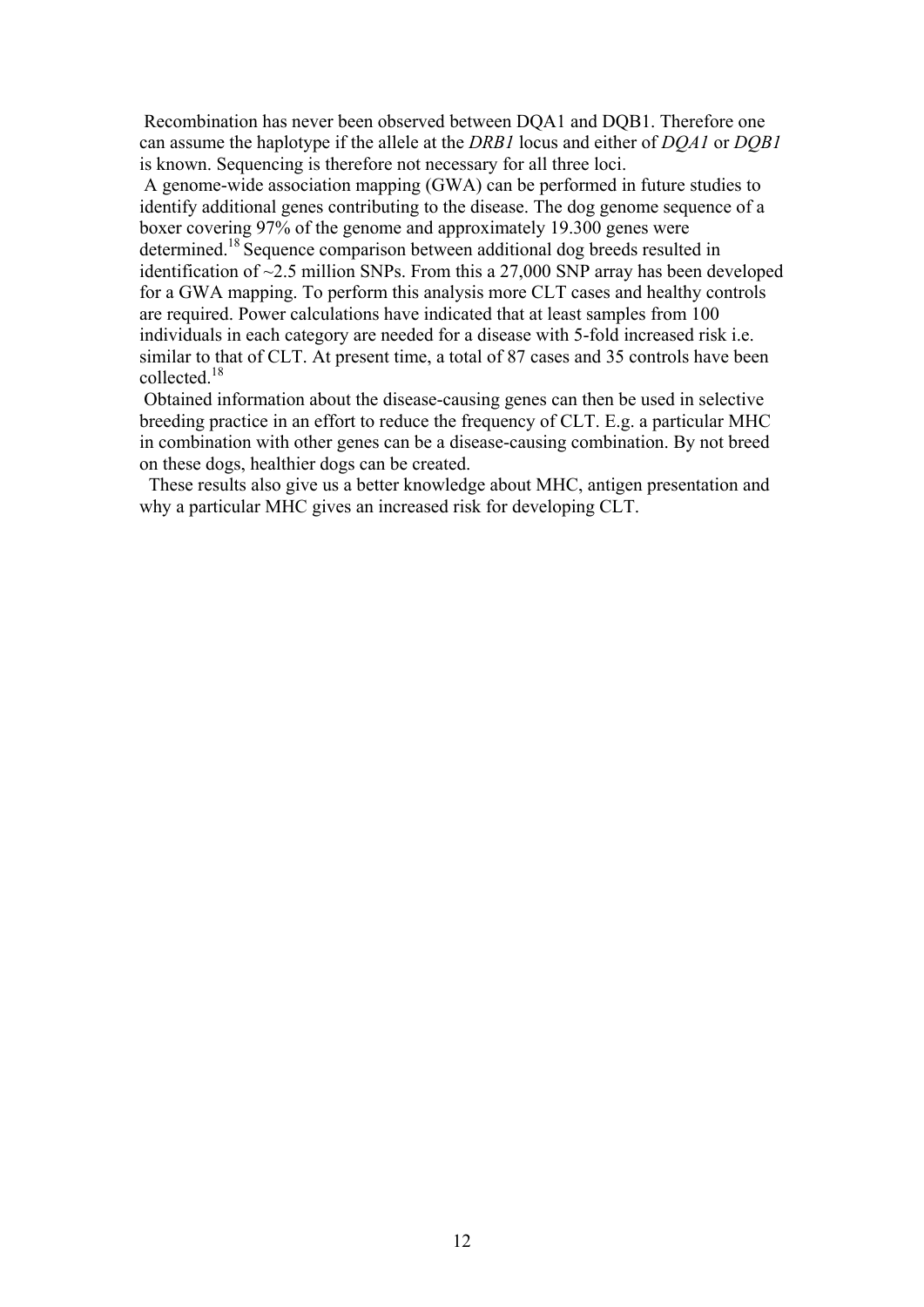Recombination has never been observed between DQA1 and DQB1. Therefore one can assume the haplotype if the allele at the *DRB1* locus and either of *DQA1* or *DQB1* is known. Sequencing is therefore not necessary for all three loci.

A genome-wide association mapping (GWA) can be performed in future studies to identify additional genes contributing to the disease. The dog genome sequence of a boxer covering 97% of the genome and approximately 19.300 genes were determined.[18] Sequence comparison between additional dog breeds resulted in identification of ~2.5 million SNPs. From this a 27,000 SNP array has been developed for a GWA mapping. To perform this analysis more CLT cases and healthy controls are required. Power calculations have indicated that at least samples from 100 individuals in each category are needed for a disease with 5-fold increased risk i.e. similar to that of CLT. At present time, a total of 87 cases and 35 controls have been collected.[18]

Obtained information about the disease-causing genes can then be used in selective breeding practice in an effort to reduce the frequency of CLT. E.g. a particular MHC in combination with other genes can be a disease-causing combination. By not breed on these dogs, healthier dogs can be created.

These results also give us a better knowledge about MHC, antigen presentation and why a particular MHC gives an increased risk for developing CLT.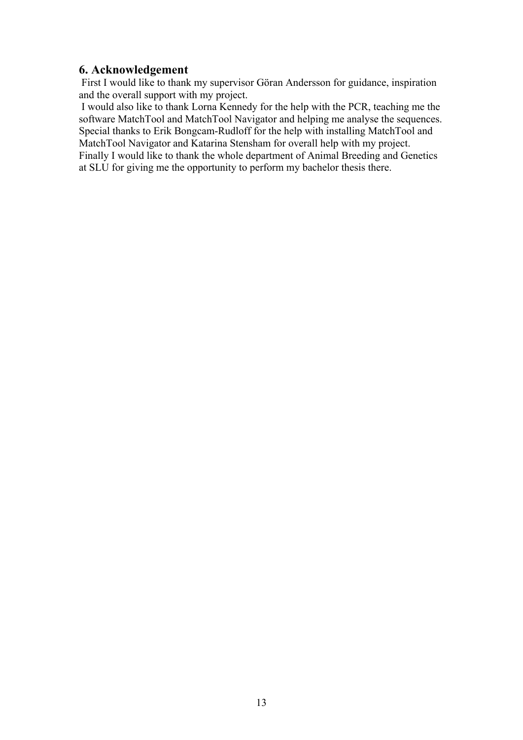## 6. Acknowledgement

First I would like to thank my supervisor Göran Andersson for guidance, inspiration and the overall support with my project.

I would also like to thank Lorna Kennedy for the help with the PCR, teaching me the software MatchTool and MatchTool Navigator and helping me analyse the sequences. Special thanks to Erik Bongcam-Rudloff for the help with installing MatchTool and MatchTool Navigator and Katarina Stensham for overall help with my project. Finally I would like to thank the whole department of Animal Breeding and Genetics at SLU for giving me the opportunity to perform my bachelor thesis there.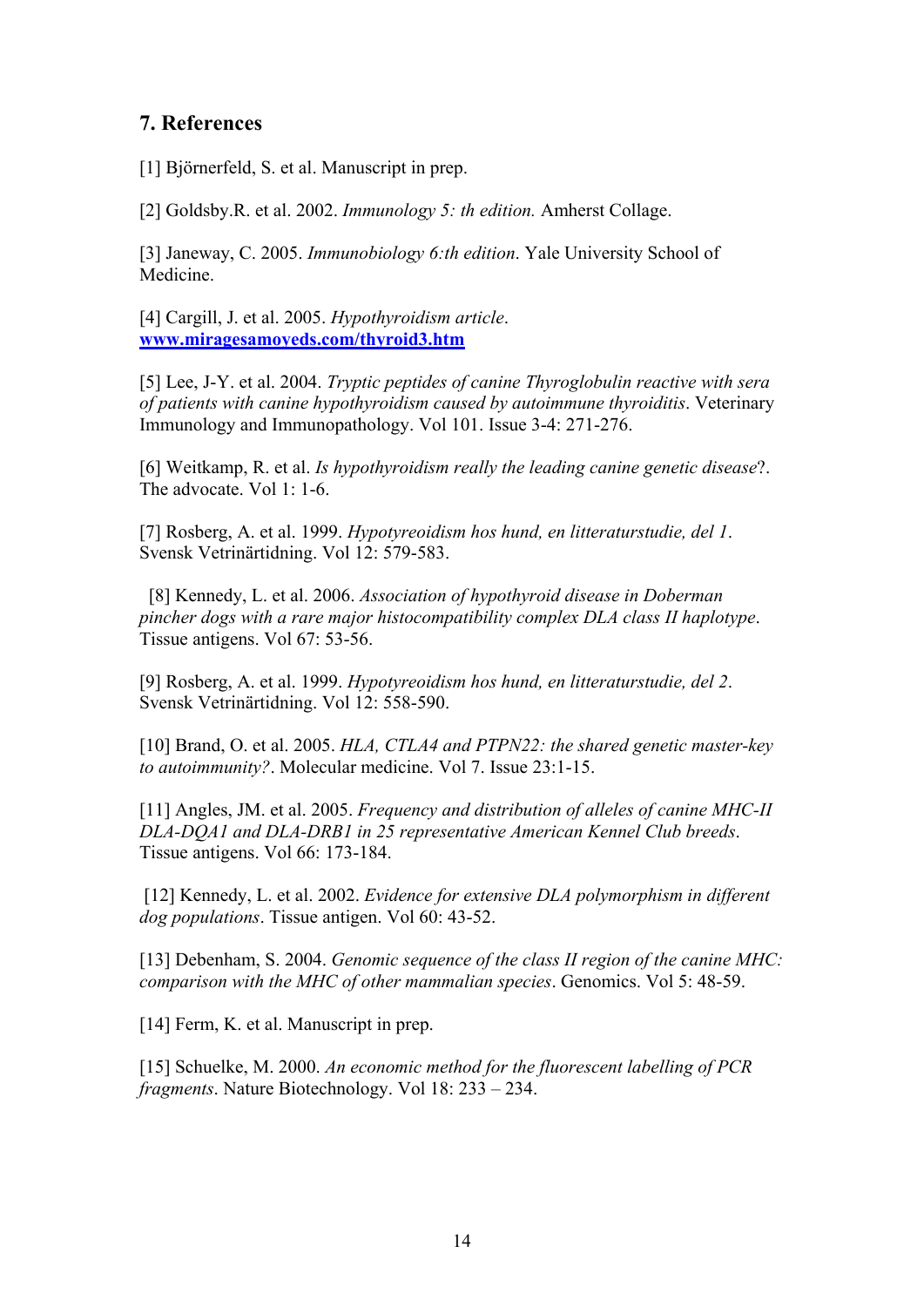## 7. References

[1] Björnerfeld, S. et al. Manuscript in prep.

[2] Goldsby.R. et al. 2002. *Immunology 5: th edition.* Amherst Collage.

[3] Janeway, C. 2005. *Immunobiology 6:th edition*. Yale University School of Medicine.

[4] Cargill, J. et al. 2005. *Hypothyroidism article*. **www.miragesamoyeds.com/thyroid3.htm**

[5] Lee, J-Y. et al. 2004. *Tryptic peptides of canine Thyroglobulin reactive with sera of patients with canine hypothyroidism caused by autoimmune thyroiditis*. Veterinary Immunology and Immunopathology. Vol 101. Issue 3-4: 271-276.

[6] Weitkamp, R. et al. *Is hypothyroidism really the leading canine genetic disease*?. The advocate. Vol 1: 1-6.

[7] Rosberg, A. et al. 1999. *Hypotyreoidism hos hund, en litteraturstudie, del 1*. Svensk Vetrinärtidning. Vol 12: 579-583.

[8] Kennedy, L. et al. 2006. *Association of hypothyroid disease in Doberman pincher dogs with a rare major histocompatibility complex DLA class II haplotype*. Tissue antigens. Vol 67: 53-56.

[9] Rosberg, A. et al. 1999. *Hypotyreoidism hos hund, en litteraturstudie, del 2*. Svensk Vetrinärtidning. Vol 12: 558-590.

[10] Brand, O. et al. 2005. *HLA, CTLA4 and PTPN22: the shared genetic master-key to autoimmunity?*. Molecular medicine. Vol 7. Issue 23:1-15.

[11] Angles, JM. et al. 2005. *Frequency and distribution of alleles of canine MHC-II DLA-DQA1 and DLA-DRB1 in 25 representative American Kennel Club breeds*. Tissue antigens. Vol 66: 173-184.

[12] Kennedy, L. et al. 2002. *Evidence for extensive DLA polymorphism in different dog populations*. Tissue antigen. Vol 60: 43-52.

[13] Debenham, S. 2004. *Genomic sequence of the class II region of the canine MHC: comparison with the MHC of other mammalian species*. Genomics. Vol 5: 48-59.

[14] Ferm, K. et al. Manuscript in prep.

[15] Schuelke, M. 2000. *An economic method for the fluorescent labelling of PCR fragments*. Nature Biotechnology. Vol 18: 233 – 234.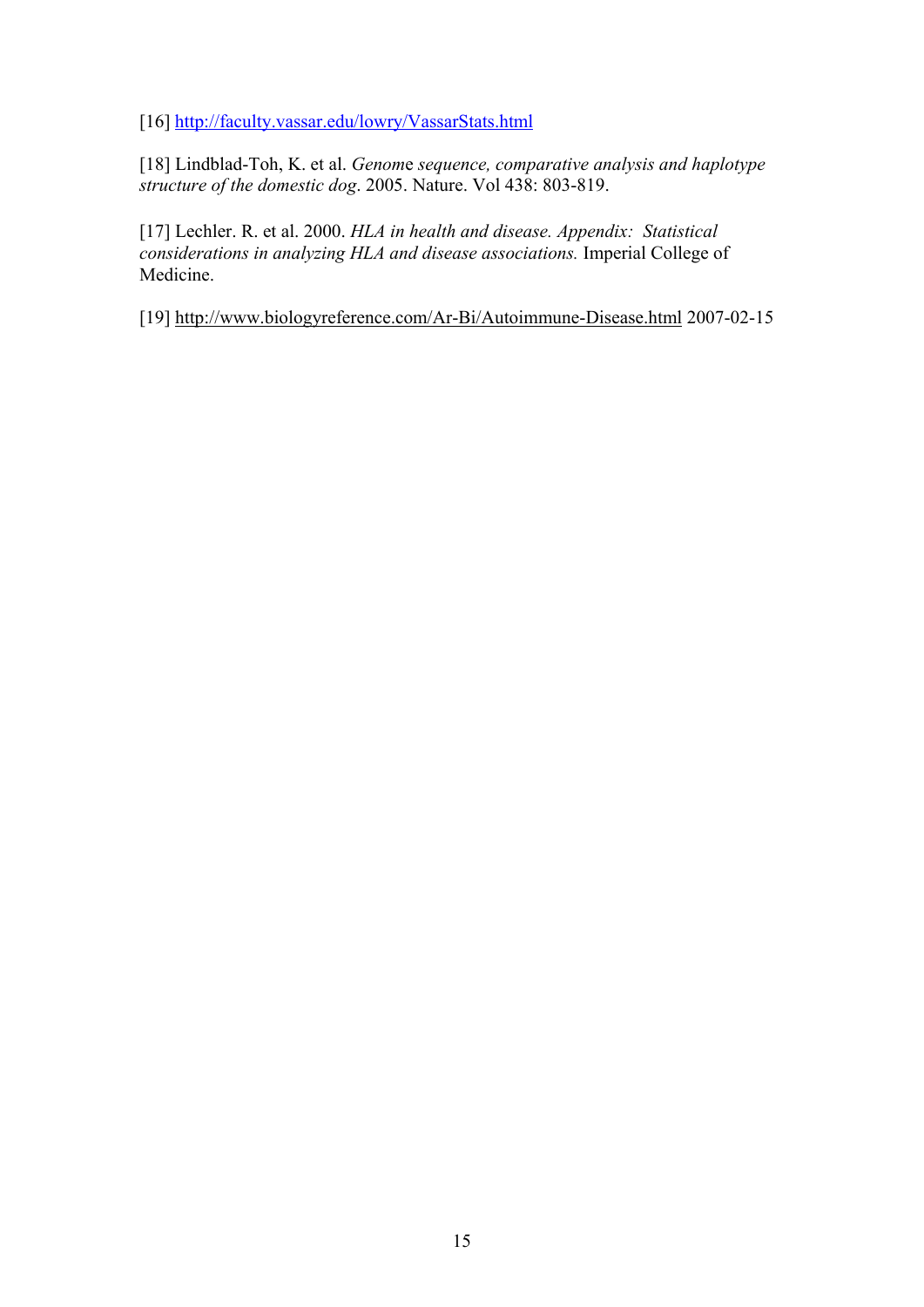[16] http://faculty.vassar.edu/lowry/VassarStats.html

[18] Lindblad-Toh, K. et al. *Genome sequence, comparative analysis and haplotype structure of the domestic dog*. 2005. Nature. Vol 438: 803-819.

[17] Lechler. R. et al. 2000. *HLA in health and disease. Appendix: Statistical considerations in analyzing HLA and disease associations.* Imperial College of Medicine.

[19] http://www.biologyreference.com/Ar-Bi/Autoimmune-Disease.html 2007-02-15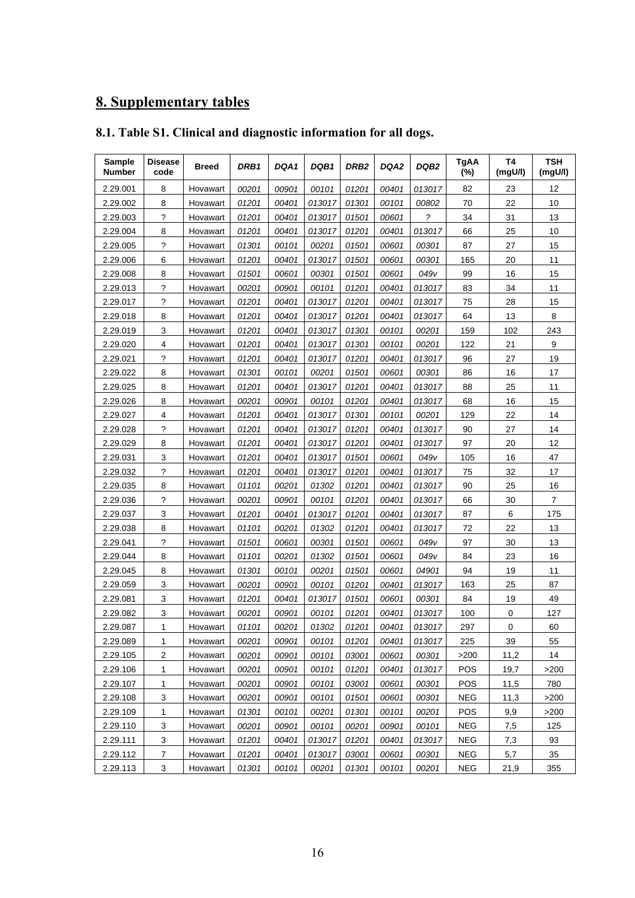# 8. Supplementary tables

## 8.1. Table S1. Clinical and diagnostic information for all dogs.

| Sample Number | Disease code | Breed | *DRB1* | *DQA1* | *DQB1* | *DRB2* | *DQA2* | *DQB2* | TgAA (%) | T4 (mgU/l) | TSH (mgU/l) |
|---|---|---|---|---|---|---|---|---|---|---|---|
| 2.29.001 | 8 | Hovawart | *00201* | *00901* | *00101* | *01201* | *00401* | *013017* | 82 | 23 | 12 |
| 2.29.002 | 8 | Hovawart | *01201* | *00401* | *013017* | *01301* | *00101* | *00802* | 70 | 22 | 10 |
| 2.29.003 | ? | Hovawart | *01201* | *00401* | *013017* | *01501* | *00601* | *?* | 34 | 31 | 13 |
| 2.29.004 | 8 | Hovawart | *01201* | *00401* | *013017* | *01201* | *00401* | *013017* | 66 | 25 | 10 |
| 2.29.005 | ? | Hovawart | *01301* | *00101* | *00201* | *01501* | *00601* | *00301* | 87 | 27 | 15 |
| 2.29.006 | 6 | Hovawart | *01201* | *00401* | *013017* | *01501* | *00601* | *00301* | 165 | 20 | 11 |
| 2.29.008 | 8 | Hovawart | *01501* | *00601* | *00301* | *01501* | *00601* | *049v* | 99 | 16 | 15 |
| 2.29.013 | ? | Hovawart | *00201* | *00901* | *00101* | *01201* | *00401* | *013017* | 83 | 34 | 11 |
| 2.29.017 | ? | Hovawart | *01201* | *00401* | *013017* | *01201* | *00401* | *013017* | 75 | 28 | 15 |
| 2.29.018 | 8 | Hovawart | *01201* | *00401* | *013017* | *01201* | *00401* | *013017* | 64 | 13 | 8 |
| 2.29.019 | 3 | Hovawart | *01201* | *00401* | *013017* | *01301* | *00101* | *00201* | 159 | 102 | 243 |
| 2.29.020 | 4 | Hovawart | *01201* | *00401* | *013017* | *01301* | *00101* | *00201* | 122 | 21 | 9 |
| 2.29.021 | ? | Hovawart | *01201* | *00401* | *013017* | *01201* | *00401* | *013017* | 96 | 27 | 19 |
| 2.29.022 | 8 | Hovawart | *01301* | *00101* | *00201* | *01501* | *00601* | *00301* | 86 | 16 | 17 |
| 2.29.025 | 8 | Hovawart | *01201* | *00401* | *013017* | *01201* | *00401* | *013017* | 88 | 25 | 11 |
| 2.29.026 | 8 | Hovawart | *00201* | *00901* | *00101* | *01201* | *00401* | *013017* | 68 | 16 | 15 |
| 2.29.027 | 4 | Hovawart | *01201* | *00401* | *013017* | *01301* | *00101* | *00201* | 129 | 22 | 14 |
| 2.29.028 | ? | Hovawart | *01201* | *00401* | *013017* | *01201* | *00401* | *013017* | 90 | 27 | 14 |
| 2.29.029 | 8 | Hovawart | *01201* | *00401* | *013017* | *01201* | *00401* | *013017* | 97 | 20 | 12 |
| 2.29.031 | 3 | Hovawart | *01201* | *00401* | *013017* | *01501* | *00601* | *049v* | 105 | 16 | 47 |
| 2.29.032 | ? | Hovawart | *01201* | *00401* | *013017* | *01201* | *00401* | *013017* | 75 | 32 | 17 |
| 2.29.035 | 8 | Hovawart | *01101* | *00201* | *01302* | *01201* | *00401* | *013017* | 90 | 25 | 16 |
| 2.29.036 | ? | Hovawart | *00201* | *00901* | *00101* | *01201* | *00401* | *013017* | 66 | 30 | 7 |
| 2.29.037 | 3 | Hovawart | *01201* | *00401* | *013017* | *01201* | *00401* | *013017* | 87 | 6 | 175 |
| 2.29.038 | 8 | Hovawart | *01101* | *00201* | *01302* | *01201* | *00401* | *013017* | 72 | 22 | 13 |
| 2.29.041 | ? | Hovawart | *01501* | *00601* | *00301* | *01501* | *00601* | *049v* | 97 | 30 | 13 |
| 2.29.044 | 8 | Hovawart | *01101* | *00201* | *01302* | *01501* | *00601* | *049v* | 84 | 23 | 16 |
| 2.29.045 | 8 | Hovawart | *01301* | *00101* | *00201* | *01501* | *00601* | *04901* | 94 | 19 | 11 |
| 2.29.059 | 3 | Hovawart | *00201* | *00901* | *00101* | *01201* | *00401* | *013017* | 163 | 25 | 87 |
| 2.29.081 | 3 | Hovawart | *01201* | *00401* | *013017* | *01501* | *00601* | *00301* | 84 | 19 | 49 |
| 2.29.082 | 3 | Hovawart | *00201* | *00901* | *00101* | *01201* | *00401* | *013017* | 100 | 0 | 127 |
| 2.29.087 | 1 | Hovawart | *01101* | *00201* | *01302* | *01201* | *00401* | *013017* | 297 | 0 | 60 |
| 2.29.089 | 1 | Hovawart | *00201* | *00901* | *00101* | *01201* | *00401* | *013017* | 225 | 39 | 55 |
| 2.29.105 | 2 | Hovawart | *00201* | *00901* | *00101* | *03001* | *00601* | *00301* | >200 | 11,2 | 14 |
| 2.29.106 | 1 | Hovawart | *00201* | *00901* | *00101* | *01201* | *00401* | *013017* | POS | 19,7 | >200 |
| 2.29.107 | 1 | Hovawart | *00201* | *00901* | *00101* | *03001* | *00601* | *00301* | POS | 11,5 | 780 |
| 2.29.108 | 3 | Hovawart | *00201* | *00901* | *00101* | *01501* | *00601* | *00301* | NEG | 11,3 | >200 |
| 2.29.109 | 1 | Hovawart | *01301* | *00101* | *00201* | *01301* | *00101* | *00201* | POS | 9,9 | >200 |
| 2.29.110 | 3 | Hovawart | *00201* | *00901* | *00101* | *00201* | *00901* | *00101* | NEG | 7,5 | 125 |
| 2.29.111 | 3 | Hovawart | *01201* | *00401* | *013017* | *01201* | *00401* | *013017* | NEG | 7,3 | 93 |
| 2.29.112 | 7 | Hovawart | *01201* | *00401* | *013017* | *03001* | *00601* | *00301* | NEG | 5,7 | 35 |
| 2.29.113 | 3 | Hovawart | *01301* | *00101* | *00201* | *01301* | *00101* | *00201* | NEG | 21,9 | 355 |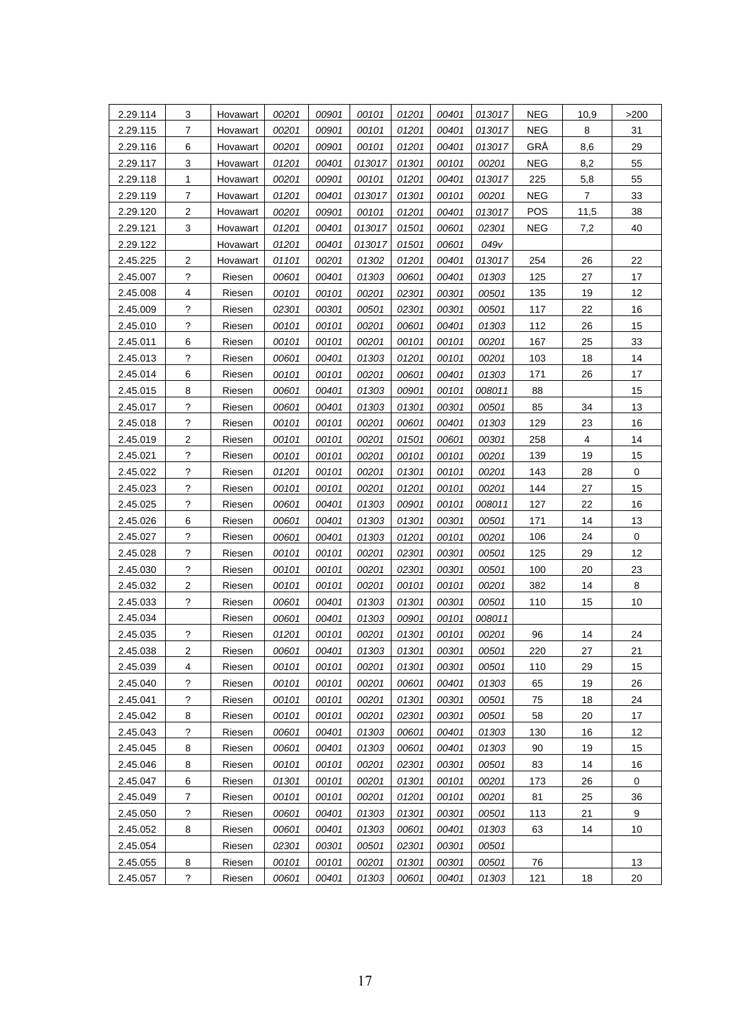| 2.29.114 | 3 | Hovawart | *00201* | *00901* | *00101* | *01201* | *00401* | *013017* | NEG | 10,9 | >200 |
|---|---|---|---|---|---|---|---|---|---|---|---|
| 2.29.115 | 7 | Hovawart | *00201* | *00901* | *00101* | *01201* | *00401* | *013017* | NEG | 8 | 31 |
| 2.29.116 | 6 | Hovawart | *00201* | *00901* | *00101* | *01201* | *00401* | *013017* | GRÅ | 8,6 | 29 |
| 2.29.117 | 3 | Hovawart | *01201* | *00401* | *013017* | *01301* | *00101* | *00201* | NEG | 8,2 | 55 |
| 2.29.118 | 1 | Hovawart | *00201* | *00901* | *00101* | *01201* | *00401* | *013017* | 225 | 5,8 | 55 |
| 2.29.119 | 7 | Hovawart | *01201* | *00401* | *013017* | *01301* | *00101* | *00201* | NEG | 7 | 33 |
| 2.29.120 | 2 | Hovawart | *00201* | *00901* | *00101* | *01201* | *00401* | *013017* | POS | 11,5 | 38 |
| 2.29.121 | 3 | Hovawart | *01201* | *00401* | *013017* | *01501* | *00601* | *02301* | NEG | 7,2 | 40 |
| 2.29.122 | | Hovawart | *01201* | *00401* | *013017* | *01501* | *00601* | *049v* | | | |
| 2.45.225 | 2 | Hovawart | *01101* | *00201* | *01302* | *01201* | *00401* | *013017* | 254 | 26 | 22 |
| 2.45.007 | ? | Riesen | *00601* | *00401* | *01303* | *00601* | *00401* | *01303* | 125 | 27 | 17 |
| 2.45.008 | 4 | Riesen | *00101* | *00101* | *00201* | *02301* | *00301* | *00501* | 135 | 19 | 12 |
| 2.45.009 | ? | Riesen | *02301* | *00301* | *00501* | *02301* | *00301* | *00501* | 117 | 22 | 16 |
| 2.45.010 | ? | Riesen | *00101* | *00101* | *00201* | *00601* | *00401* | *01303* | 112 | 26 | 15 |
| 2.45.011 | 6 | Riesen | *00101* | *00101* | *00201* | *00101* | *00101* | *00201* | 167 | 25 | 33 |
| 2.45.013 | ? | Riesen | *00601* | *00401* | *01303* | *01201* | *00101* | *00201* | 103 | 18 | 14 |
| 2.45.014 | 6 | Riesen | *00101* | *00101* | *00201* | *00601* | *00401* | *01303* | 171 | 26 | 17 |
| 2.45.015 | 8 | Riesen | *00601* | *00401* | *01303* | *00901* | *00101* | *008011* | 88 | | 15 |
| 2.45.017 | ? | Riesen | *00601* | *00401* | *01303* | *01301* | *00301* | *00501* | 85 | 34 | 13 |
| 2.45.018 | ? | Riesen | *00101* | *00101* | *00201* | *00601* | *00401* | *01303* | 129 | 23 | 16 |
| 2.45.019 | 2 | Riesen | *00101* | *00101* | *00201* | *01501* | *00601* | *00301* | 258 | 4 | 14 |
| 2.45.021 | ? | Riesen | *00101* | *00101* | *00201* | *00101* | *00101* | *00201* | 139 | 19 | 15 |
| 2.45.022 | ? | Riesen | *01201* | *00101* | *00201* | *01301* | *00101* | *00201* | 143 | 28 | 0 |
| 2.45.023 | ? | Riesen | *00101* | *00101* | *00201* | *01201* | *00101* | *00201* | 144 | 27 | 15 |
| 2.45.025 | ? | Riesen | *00601* | *00401* | *01303* | *00901* | *00101* | *008011* | 127 | 22 | 16 |
| 2.45.026 | 6 | Riesen | *00601* | *00401* | *01303* | *01301* | *00301* | *00501* | 171 | 14 | 13 |
| 2.45.027 | ? | Riesen | *00601* | *00401* | *01303* | *01201* | *00101* | *00201* | 106 | 24 | 0 |
| 2.45.028 | ? | Riesen | *00101* | *00101* | *00201* | *02301* | *00301* | *00501* | 125 | 29 | 12 |
| 2.45.030 | ? | Riesen | *00101* | *00101* | *00201* | *02301* | *00301* | *00501* | 100 | 20 | 23 |
| 2.45.032 | 2 | Riesen | *00101* | *00101* | *00201* | *00101* | *00101* | *00201* | 382 | 14 | 8 |
| 2.45.033 | ? | Riesen | *00601* | *00401* | *01303* | *01301* | *00301* | *00501* | 110 | 15 | 10 |
| 2.45.034 | | Riesen | *00601* | *00401* | *01303* | *00901* | *00101* | *008011* | | | |
| 2.45.035 | ? | Riesen | *01201* | *00101* | *00201* | *01301* | *00101* | *00201* | 96 | 14 | 24 |
| 2.45.038 | 2 | Riesen | *00601* | *00401* | *01303* | *01301* | *00301* | *00501* | 220 | 27 | 21 |
| 2.45.039 | 4 | Riesen | *00101* | *00101* | *00201* | *01301* | *00301* | *00501* | 110 | 29 | 15 |
| 2.45.040 | ? | Riesen | *00101* | *00101* | *00201* | *00601* | *00401* | *01303* | 65 | 19 | 26 |
| 2.45.041 | ? | Riesen | *00101* | *00101* | *00201* | *01301* | *00301* | *00501* | 75 | 18 | 24 |
| 2.45.042 | 8 | Riesen | *00101* | *00101* | *00201* | *02301* | *00301* | *00501* | 58 | 20 | 17 |
| 2.45.043 | ? | Riesen | *00601* | *00401* | *01303* | *00601* | *00401* | *01303* | 130 | 16 | 12 |
| 2.45.045 | 8 | Riesen | *00601* | *00401* | *01303* | *00601* | *00401* | *01303* | 90 | 19 | 15 |
| 2.45.046 | 8 | Riesen | *00101* | *00101* | *00201* | *02301* | *00301* | *00501* | 83 | 14 | 16 |
| 2.45.047 | 6 | Riesen | *01301* | *00101* | *00201* | *01301* | *00101* | *00201* | 173 | 26 | 0 |
| 2.45.049 | 7 | Riesen | *00101* | *00101* | *00201* | *01201* | *00101* | *00201* | 81 | 25 | 36 |
| 2.45.050 | ? | Riesen | *00601* | *00401* | *01303* | *01301* | *00301* | *00501* | 113 | 21 | 9 |
| 2.45.052 | 8 | Riesen | *00601* | *00401* | *01303* | *00601* | *00401* | *01303* | 63 | 14 | 10 |
| 2.45.054 | | Riesen | *02301* | *00301* | *00501* | *02301* | *00301* | *00501* | | | |
| 2.45.055 | 8 | Riesen | *00101* | *00101* | *00201* | *01301* | *00301* | *00501* | 76 | | 13 |
| 2.45.057 | ? | Riesen | *00601* | *00401* | *01303* | *00601* | *00401* | *01303* | 121 | 18 | 20 |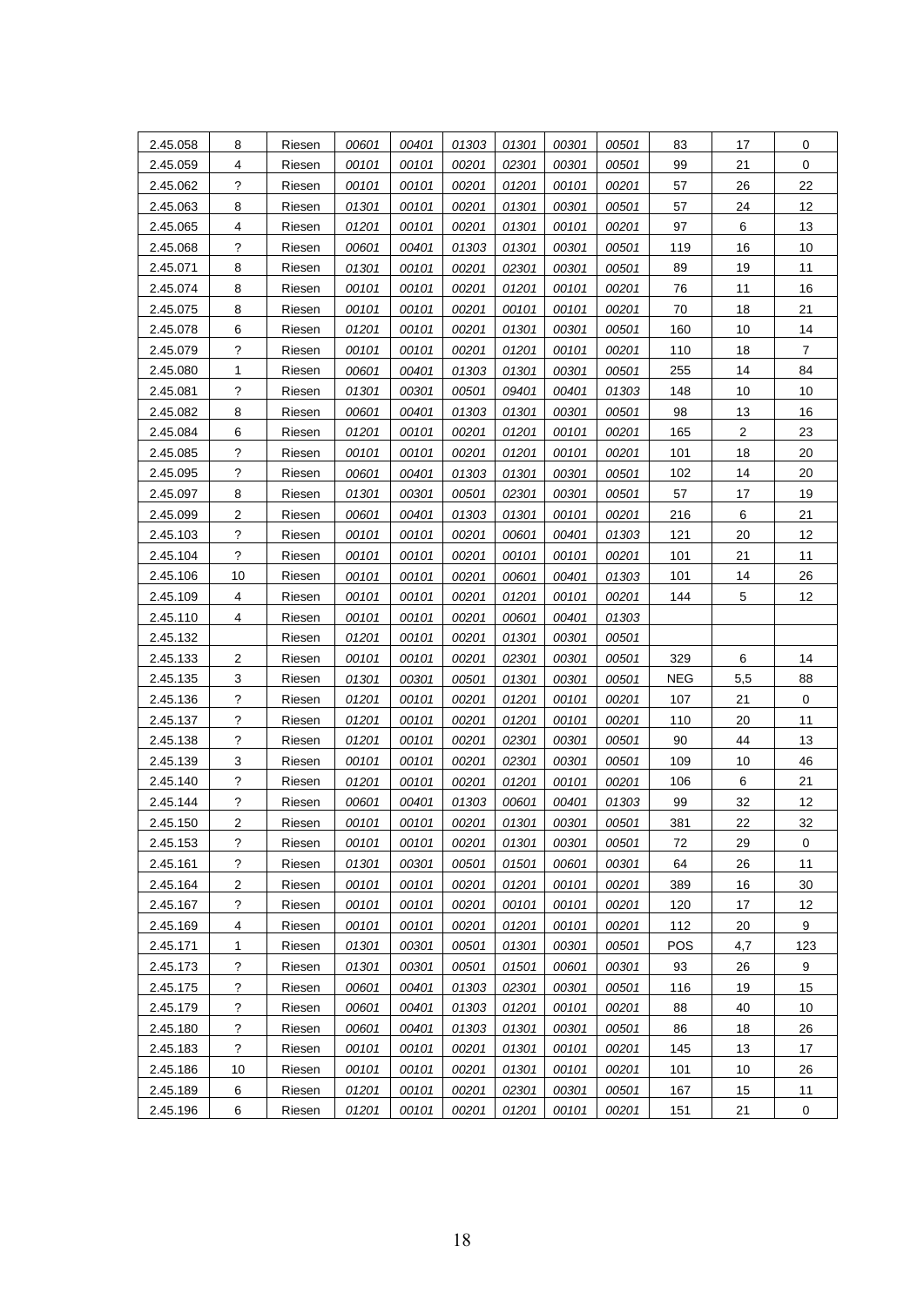| 2.45.058 | 8 | Riesen | *00601* | *00401* | *01303* | *01301* | *00301* | *00501* | 83 | 17 | 0 |
|---|---|---|---|---|---|---|---|---|---|---|---|
| 2.45.059 | 4 | Riesen | *00101* | *00101* | *00201* | *02301* | *00301* | *00501* | 99 | 21 | 0 |
| 2.45.062 | ? | Riesen | *00101* | *00101* | *00201* | *01201* | *00101* | *00201* | 57 | 26 | 22 |
| 2.45.063 | 8 | Riesen | *01301* | *00101* | *00201* | *01301* | *00301* | *00501* | 57 | 24 | 12 |
| 2.45.065 | 4 | Riesen | *01201* | *00101* | *00201* | *01301* | *00101* | *00201* | 97 | 6 | 13 |
| 2.45.068 | ? | Riesen | *00601* | *00401* | *01303* | *01301* | *00301* | *00501* | 119 | 16 | 10 |
| 2.45.071 | 8 | Riesen | *01301* | *00101* | *00201* | *02301* | *00301* | *00501* | 89 | 19 | 11 |
| 2.45.074 | 8 | Riesen | *00101* | *00101* | *00201* | *01201* | *00101* | *00201* | 76 | 11 | 16 |
| 2.45.075 | 8 | Riesen | *00101* | *00101* | *00201* | *00101* | *00101* | *00201* | 70 | 18 | 21 |
| 2.45.078 | 6 | Riesen | *01201* | *00101* | *00201* | *01301* | *00301* | *00501* | 160 | 10 | 14 |
| 2.45.079 | ? | Riesen | *00101* | *00101* | *00201* | *01201* | *00101* | *00201* | 110 | 18 | 7 |
| 2.45.080 | 1 | Riesen | *00601* | *00401* | *01303* | *01301* | *00301* | *00501* | 255 | 14 | 84 |
| 2.45.081 | ? | Riesen | *01301* | *00301* | *00501* | *09401* | *00401* | *01303* | 148 | 10 | 10 |
| 2.45.082 | 8 | Riesen | *00601* | *00401* | *01303* | *01301* | *00301* | *00501* | 98 | 13 | 16 |
| 2.45.084 | 6 | Riesen | *01201* | *00101* | *00201* | *01201* | *00101* | *00201* | 165 | 2 | 23 |
| 2.45.085 | ? | Riesen | *00101* | *00101* | *00201* | *01201* | *00101* | *00201* | 101 | 18 | 20 |
| 2.45.095 | ? | Riesen | *00601* | *00401* | *01303* | *01301* | *00301* | *00501* | 102 | 14 | 20 |
| 2.45.097 | 8 | Riesen | *01301* | *00301* | *00501* | *02301* | *00301* | *00501* | 57 | 17 | 19 |
| 2.45.099 | 2 | Riesen | *00601* | *00401* | *01303* | *01301* | *00101* | *00201* | 216 | 6 | 21 |
| 2.45.103 | ? | Riesen | *00101* | *00101* | *00201* | *00601* | *00401* | *01303* | 121 | 20 | 12 |
| 2.45.104 | ? | Riesen | *00101* | *00101* | *00201* | *00101* | *00101* | *00201* | 101 | 21 | 11 |
| 2.45.106 | 10 | Riesen | *00101* | *00101* | *00201* | *00601* | *00401* | *01303* | 101 | 14 | 26 |
| 2.45.109 | 4 | Riesen | *00101* | *00101* | *00201* | *01201* | *00101* | *00201* | 144 | 5 | 12 |
| 2.45.110 | 4 | Riesen | *00101* | *00101* | *00201* | *00601* | *00401* | *01303* | | | |
| 2.45.132 | | Riesen | *01201* | *00101* | *00201* | *01301* | *00301* | *00501* | | | |
| 2.45.133 | 2 | Riesen | *00101* | *00101* | *00201* | *02301* | *00301* | *00501* | 329 | 6 | 14 |
| 2.45.135 | 3 | Riesen | *01301* | *00301* | *00501* | *01301* | *00301* | *00501* | NEG | 5,5 | 88 |
| 2.45.136 | ? | Riesen | *01201* | *00101* | *00201* | *01201* | *00101* | *00201* | 107 | 21 | 0 |
| 2.45.137 | ? | Riesen | *01201* | *00101* | *00201* | *01201* | *00101* | *00201* | 110 | 20 | 11 |
| 2.45.138 | ? | Riesen | *01201* | *00101* | *00201* | *02301* | *00301* | *00501* | 90 | 44 | 13 |
| 2.45.139 | 3 | Riesen | *00101* | *00101* | *00201* | *02301* | *00301* | *00501* | 109 | 10 | 46 |
| 2.45.140 | ? | Riesen | *01201* | *00101* | *00201* | *01201* | *00101* | *00201* | 106 | 6 | 21 |
| 2.45.144 | ? | Riesen | *00601* | *00401* | *01303* | *00601* | *00401* | *01303* | 99 | 32 | 12 |
| 2.45.150 | 2 | Riesen | *00101* | *00101* | *00201* | *01301* | *00301* | *00501* | 381 | 22 | 32 |
| 2.45.153 | ? | Riesen | *00101* | *00101* | *00201* | *01301* | *00301* | *00501* | 72 | 29 | 0 |
| 2.45.161 | ? | Riesen | *01301* | *00301* | *00501* | *01501* | *00601* | *00301* | 64 | 26 | 11 |
| 2.45.164 | 2 | Riesen | *00101* | *00101* | *00201* | *01201* | *00101* | *00201* | 389 | 16 | 30 |
| 2.45.167 | ? | Riesen | *00101* | *00101* | *00201* | *00101* | *00101* | *00201* | 120 | 17 | 12 |
| 2.45.169 | 4 | Riesen | *00101* | *00101* | *00201* | *01201* | *00101* | *00201* | 112 | 20 | 9 |
| 2.45.171 | 1 | Riesen | *01301* | *00301* | *00501* | *01301* | *00301* | *00501* | POS | 4,7 | 123 |
| 2.45.173 | ? | Riesen | *01301* | *00301* | *00501* | *01501* | *00601* | *00301* | 93 | 26 | 9 |
| 2.45.175 | ? | Riesen | *00601* | *00401* | *01303* | *02301* | *00301* | *00501* | 116 | 19 | 15 |
| 2.45.179 | ? | Riesen | *00601* | *00401* | *01303* | *01201* | *00101* | *00201* | 88 | 40 | 10 |
| 2.45.180 | ? | Riesen | *00601* | *00401* | *01303* | *01301* | *00301* | *00501* | 86 | 18 | 26 |
| 2.45.183 | ? | Riesen | *00101* | *00101* | *00201* | *01301* | *00101* | *00201* | 145 | 13 | 17 |
| 2.45.186 | 10 | Riesen | *00101* | *00101* | *00201* | *01301* | *00101* | *00201* | 101 | 10 | 26 |
| 2.45.189 | 6 | Riesen | *01201* | *00101* | *00201* | *02301* | *00301* | *00501* | 167 | 15 | 11 |
| 2.45.196 | 6 | Riesen | *01201* | *00101* | *00201* | *01201* | *00101* | *00201* | 151 | 21 | 0 |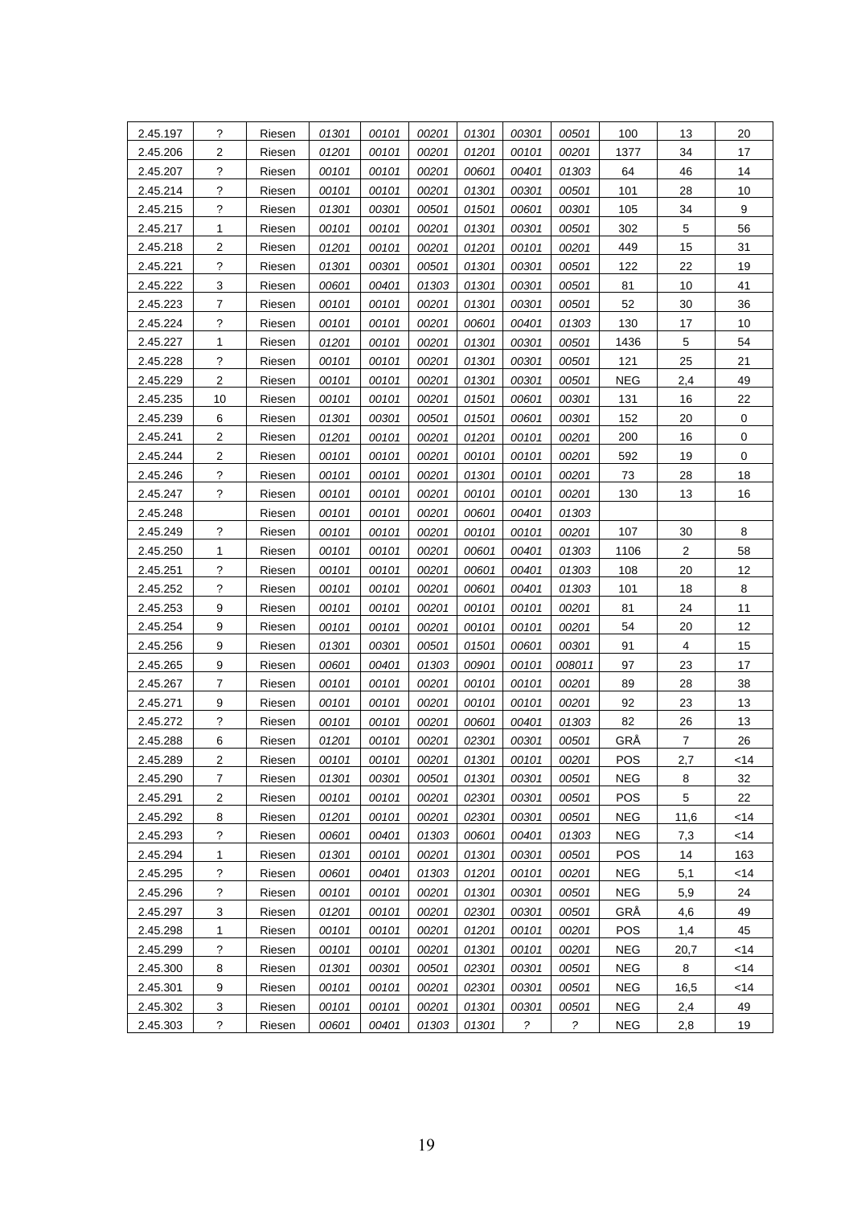| 2.45.197 | ? | Riesen | 01301 | 00101 | 00201 | 01301 | 00301 | 00501 | 100 | 13 | 20 |
|---|---|---|---|---|---|---|---|---|---|---|---|
| 2.45.206 | 2 | Riesen | 01201 | 00101 | 00201 | 01201 | 00101 | 00201 | 1377 | 34 | 17 |
| 2.45.207 | ? | Riesen | 00101 | 00101 | 00201 | 00601 | 00401 | 01303 | 64 | 46 | 14 |
| 2.45.214 | ? | Riesen | 00101 | 00101 | 00201 | 01301 | 00301 | 00501 | 101 | 28 | 10 |
| 2.45.215 | ? | Riesen | 01301 | 00301 | 00501 | 01501 | 00601 | 00301 | 105 | 34 | 9 |
| 2.45.217 | 1 | Riesen | 00101 | 00101 | 00201 | 01301 | 00301 | 00501 | 302 | 5 | 56 |
| 2.45.218 | 2 | Riesen | 01201 | 00101 | 00201 | 01201 | 00101 | 00201 | 449 | 15 | 31 |
| 2.45.221 | ? | Riesen | 01301 | 00301 | 00501 | 01301 | 00301 | 00501 | 122 | 22 | 19 |
| 2.45.222 | 3 | Riesen | 00601 | 00401 | 01303 | 01301 | 00301 | 00501 | 81 | 10 | 41 |
| 2.45.223 | 7 | Riesen | 00101 | 00101 | 00201 | 01301 | 00301 | 00501 | 52 | 30 | 36 |
| 2.45.224 | ? | Riesen | 00101 | 00101 | 00201 | 00601 | 00401 | 01303 | 130 | 17 | 10 |
| 2.45.227 | 1 | Riesen | 01201 | 00101 | 00201 | 01301 | 00301 | 00501 | 1436 | 5 | 54 |
| 2.45.228 | ? | Riesen | 00101 | 00101 | 00201 | 01301 | 00301 | 00501 | 121 | 25 | 21 |
| 2.45.229 | 2 | Riesen | 00101 | 00101 | 00201 | 01301 | 00301 | 00501 | NEG | 2,4 | 49 |
| 2.45.235 | 10 | Riesen | 00101 | 00101 | 00201 | 01501 | 00601 | 00301 | 131 | 16 | 22 |
| 2.45.239 | 6 | Riesen | 01301 | 00301 | 00501 | 01501 | 00601 | 00301 | 152 | 20 | 0 |
| 2.45.241 | 2 | Riesen | 01201 | 00101 | 00201 | 01201 | 00101 | 00201 | 200 | 16 | 0 |
| 2.45.244 | 2 | Riesen | 00101 | 00101 | 00201 | 00101 | 00101 | 00201 | 592 | 19 | 0 |
| 2.45.246 | ? | Riesen | 00101 | 00101 | 00201 | 01301 | 00101 | 00201 | 73 | 28 | 18 |
| 2.45.247 | ? | Riesen | 00101 | 00101 | 00201 | 00101 | 00101 | 00201 | 130 | 13 | 16 |
| 2.45.248 | | Riesen | 00101 | 00101 | 00201 | 00601 | 00401 | 01303 | | | |
| 2.45.249 | ? | Riesen | 00101 | 00101 | 00201 | 00101 | 00101 | 00201 | 107 | 30 | 8 |
| 2.45.250 | 1 | Riesen | 00101 | 00101 | 00201 | 00601 | 00401 | 01303 | 1106 | 2 | 58 |
| 2.45.251 | ? | Riesen | 00101 | 00101 | 00201 | 00601 | 00401 | 01303 | 108 | 20 | 12 |
| 2.45.252 | ? | Riesen | 00101 | 00101 | 00201 | 00601 | 00401 | 01303 | 101 | 18 | 8 |
| 2.45.253 | 9 | Riesen | 00101 | 00101 | 00201 | 00101 | 00101 | 00201 | 81 | 24 | 11 |
| 2.45.254 | 9 | Riesen | 00101 | 00101 | 00201 | 00101 | 00101 | 00201 | 54 | 20 | 12 |
| 2.45.256 | 9 | Riesen | 01301 | 00301 | 00501 | 01501 | 00601 | 00301 | 91 | 4 | 15 |
| 2.45.265 | 9 | Riesen | 00601 | 00401 | 01303 | 00901 | 00101 | 008011 | 97 | 23 | 17 |
| 2.45.267 | 7 | Riesen | 00101 | 00101 | 00201 | 00101 | 00101 | 00201 | 89 | 28 | 38 |
| 2.45.271 | 9 | Riesen | 00101 | 00101 | 00201 | 00101 | 00101 | 00201 | 92 | 23 | 13 |
| 2.45.272 | ? | Riesen | 00101 | 00101 | 00201 | 00601 | 00401 | 01303 | 82 | 26 | 13 |
| 2.45.288 | 6 | Riesen | 01201 | 00101 | 00201 | 02301 | 00301 | 00501 | GRÅ | 7 | 26 |
| 2.45.289 | 2 | Riesen | 00101 | 00101 | 00201 | 01301 | 00101 | 00201 | POS | 2,7 | <14 |
| 2.45.290 | 7 | Riesen | 01301 | 00301 | 00501 | 01301 | 00301 | 00501 | NEG | 8 | 32 |
| 2.45.291 | 2 | Riesen | 00101 | 00101 | 00201 | 02301 | 00301 | 00501 | POS | 5 | 22 |
| 2.45.292 | 8 | Riesen | 01201 | 00101 | 00201 | 02301 | 00301 | 00501 | NEG | 11,6 | <14 |
| 2.45.293 | ? | Riesen | 00601 | 00401 | 01303 | 00601 | 00401 | 01303 | NEG | 7,3 | <14 |
| 2.45.294 | 1 | Riesen | 01301 | 00101 | 00201 | 01301 | 00301 | 00501 | POS | 14 | 163 |
| 2.45.295 | ? | Riesen | 00601 | 00401 | 01303 | 01201 | 00101 | 00201 | NEG | 5,1 | <14 |
| 2.45.296 | ? | Riesen | 00101 | 00101 | 00201 | 01301 | 00301 | 00501 | NEG | 5,9 | 24 |
| 2.45.297 | 3 | Riesen | 01201 | 00101 | 00201 | 02301 | 00301 | 00501 | GRÅ | 4,6 | 49 |
| 2.45.298 | 1 | Riesen | 00101 | 00101 | 00201 | 01201 | 00101 | 00201 | POS | 1,4 | 45 |
| 2.45.299 | ? | Riesen | 00101 | 00101 | 00201 | 01301 | 00101 | 00201 | NEG | 20,7 | <14 |
| 2.45.300 | 8 | Riesen | 01301 | 00301 | 00501 | 02301 | 00301 | 00501 | NEG | 8 | <14 |
| 2.45.301 | 9 | Riesen | 00101 | 00101 | 00201 | 02301 | 00301 | 00501 | NEG | 16,5 | <14 |
| 2.45.302 | 3 | Riesen | 00101 | 00101 | 00201 | 01301 | 00301 | 00501 | NEG | 2,4 | 49 |
| 2.45.303 | ? | Riesen | 00601 | 00401 | 01303 | 01301 | ? | ? | NEG | 2,8 | 19 |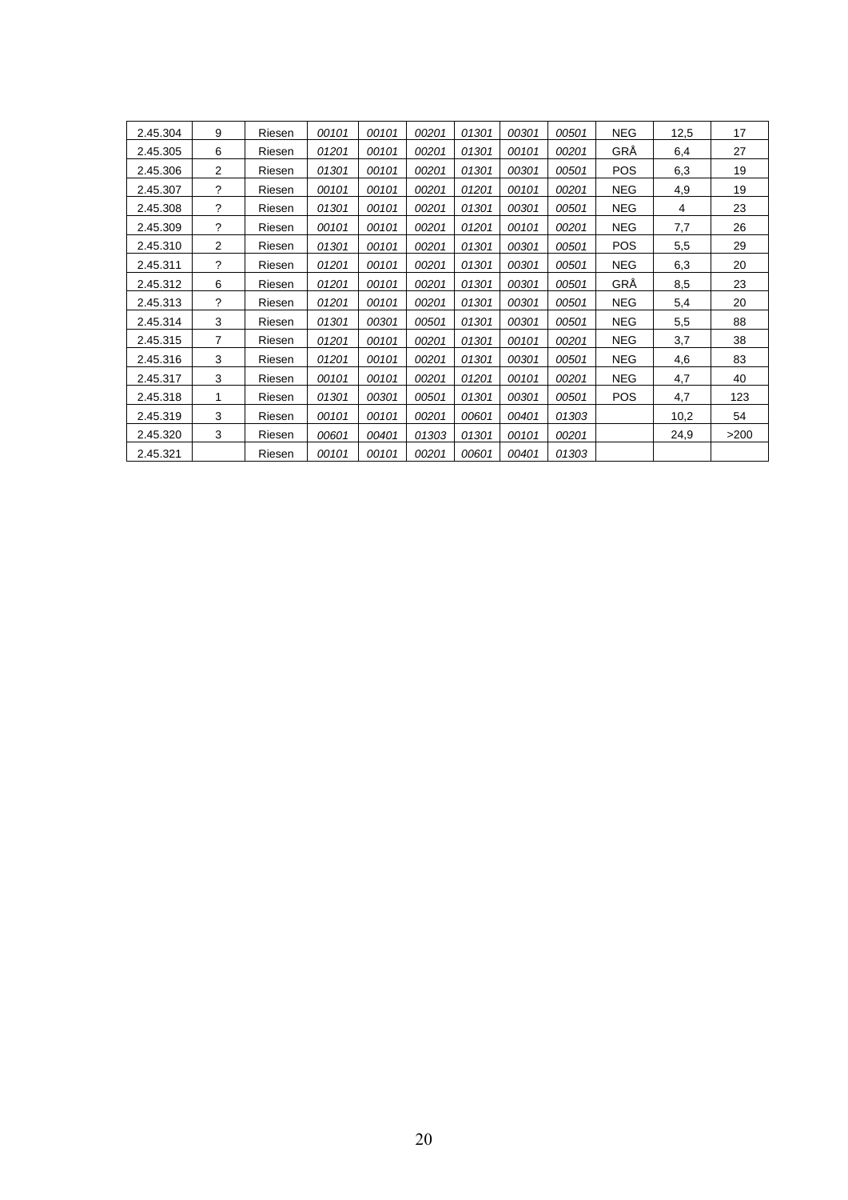| | | | | | | | | | | | |
|---|---|---|---|---|---|---|---|---|---|---|---|
| 2.45.304 | 9 | Riesen | *00101* | *00101* | *00201* | *01301* | *00301* | *00501* | NEG | 12,5 | 17 |
| 2.45.305 | 6 | Riesen | *01201* | *00101* | *00201* | *01301* | *00101* | *00201* | GRÅ | 6,4 | 27 |
| 2.45.306 | 2 | Riesen | *01301* | *00101* | *00201* | *01301* | *00301* | *00501* | POS | 6,3 | 19 |
| 2.45.307 | ? | Riesen | *00101* | *00101* | *00201* | *01201* | *00101* | *00201* | NEG | 4,9 | 19 |
| 2.45.308 | ? | Riesen | *01301* | *00101* | *00201* | *01301* | *00301* | *00501* | NEG | 4 | 23 |
| 2.45.309 | ? | Riesen | *00101* | *00101* | *00201* | *01201* | *00101* | *00201* | NEG | 7,7 | 26 |
| 2.45.310 | 2 | Riesen | *01301* | *00101* | *00201* | *01301* | *00301* | *00501* | POS | 5,5 | 29 |
| 2.45.311 | ? | Riesen | *01201* | *00101* | *00201* | *01301* | *00301* | *00501* | NEG | 6,3 | 20 |
| 2.45.312 | 6 | Riesen | *01201* | *00101* | *00201* | *01301* | *00301* | *00501* | GRÅ | 8,5 | 23 |
| 2.45.313 | ? | Riesen | *01201* | *00101* | *00201* | *01301* | *00301* | *00501* | NEG | 5,4 | 20 |
| 2.45.314 | 3 | Riesen | *01301* | *00301* | *00501* | *01301* | *00301* | *00501* | NEG | 5,5 | 88 |
| 2.45.315 | 7 | Riesen | *01201* | *00101* | *00201* | *01301* | *00101* | *00201* | NEG | 3,7 | 38 |
| 2.45.316 | 3 | Riesen | *01201* | *00101* | *00201* | *01301* | *00301* | *00501* | NEG | 4,6 | 83 |
| 2.45.317 | 3 | Riesen | *00101* | *00101* | *00201* | *01201* | *00101* | *00201* | NEG | 4,7 | 40 |
| 2.45.318 | 1 | Riesen | *01301* | *00301* | *00501* | *01301* | *00301* | *00501* | POS | 4,7 | 123 |
| 2.45.319 | 3 | Riesen | *00101* | *00101* | *00201* | *00601* | *00401* | *01303* | | 10,2 | 54 |
| 2.45.320 | 3 | Riesen | *00601* | *00401* | *01303* | *01301* | *00101* | *00201* | | 24,9 | >200 |
| 2.45.321 | | Riesen | *00101* | *00101* | *00201* | *00601* | *00401* | *01303* | | | |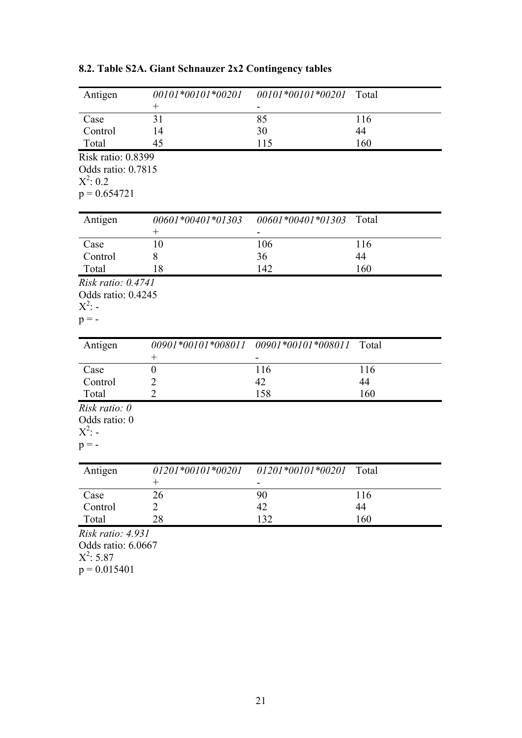### 8.2. Table S2A. Giant Schnauzer 2x2 Contingency tables

| Antigen | *00101\*00101\*00201* + | *00101\*00101\*00201* - | Total |
|---|---|---|---|
| Case | 31 | 85 | 116 |
| Control | 14 | 30 | 44 |
| Total | 45 | 115 | 160 |

Risk ratio: 0.8399
Odds ratio: 0.7815
$X^2$: 0.2
p = 0.654721

| Antigen | *00601\*00401\*01303* + | *00601\*00401\*01303* - | Total |
|---|---|---|---|
| Case | 10 | 106 | 116 |
| Control | 8 | 36 | 44 |
| Total | 18 | 142 | 160 |

*Risk ratio: 0.4741*
Odds ratio: 0.4245
$X^2$: -
p = -

| Antigen | *00901\*00101\*008011* + | *00901\*00101\*008011* - | Total |
|---|---|---|---|
| Case | 0 | 116 | 116 |
| Control | 2 | 42 | 44 |
| Total | 2 | 158 | 160 |

*Risk ratio: 0*
Odds ratio: 0
$X^2$: -
p = -

| Antigen | *01201\*00101\*00201* + | *01201\*00101\*00201* - | Total |
|---|---|---|---|
| Case | 26 | 90 | 116 |
| Control | 2 | 42 | 44 |
| Total | 28 | 132 | 160 |

*Risk ratio: 4.931*
Odds ratio: 6.0667
$X^2$: 5.87
p = 0.015401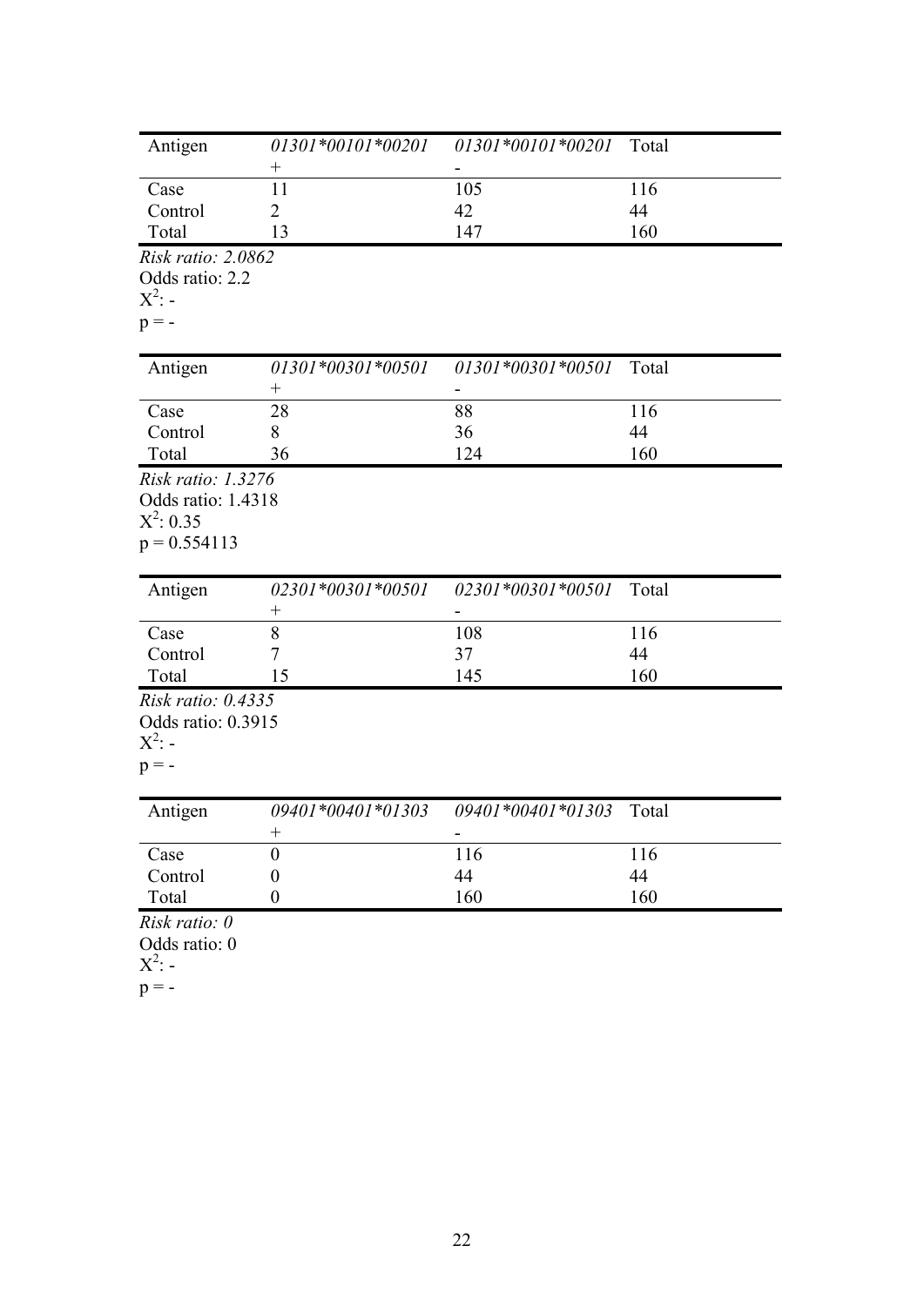| Antigen | *01301\*00101\*00201* + | *01301\*00101\*00201* - | Total |
|---|---|---|---|
| Case | 11 | 105 | 116 |
| Control | 2 | 42 | 44 |
| Total | 13 | 147 | 160 |

*Risk ratio: 2.0862*
Odds ratio: 2.2
$X^2$: -
p = -

| Antigen | *01301\*00301\*00501* + | *01301\*00301\*00501* - | Total |
|---|---|---|---|
| Case | 28 | 88 | 116 |
| Control | 8 | 36 | 44 |
| Total | 36 | 124 | 160 |

*Risk ratio: 1.3276*
Odds ratio: 1.4318
$X^2$: 0.35
p = 0.554113

| Antigen | *02301\*00301\*00501* + | *02301\*00301\*00501* - | Total |
|---|---|---|---|
| Case | 8 | 108 | 116 |
| Control | 7 | 37 | 44 |
| Total | 15 | 145 | 160 |

*Risk ratio: 0.4335*
Odds ratio: 0.3915
$X^2$: -
p = -

| Antigen | *09401\*00401\*01303* + | *09401\*00401\*01303* - | Total |
|---|---|---|---|
| Case | 0 | 116 | 116 |
| Control | 0 | 44 | 44 |
| Total | 0 | 160 | 160 |

*Risk ratio: 0*
Odds ratio: 0
$X^2$: -
p = -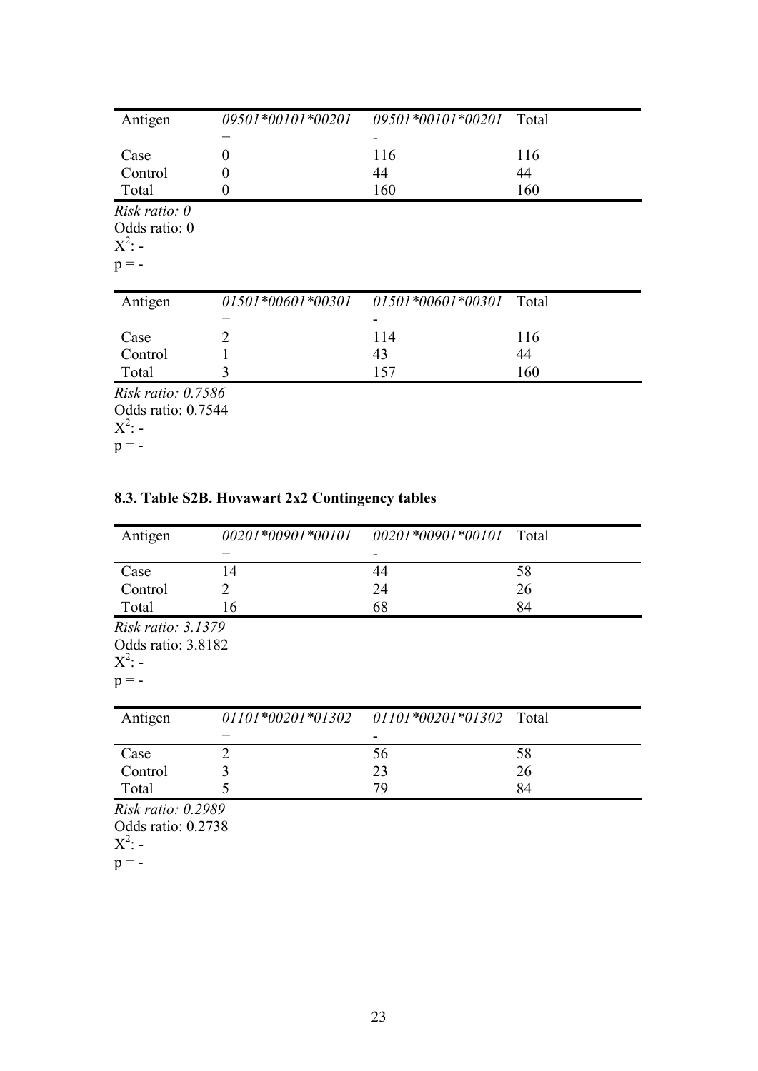| Antigen | *09501\*00101\*00201* + | *09501\*00101\*00201* - | Total |
|---|---|---|---|
| Case | 0 | 116 | 116 |
| Control | 0 | 44 | 44 |
| Total | 0 | 160 | 160 |

*Risk ratio: 0*
Odds ratio: 0
$X^2$: -
p = -

| Antigen | *01501\*00601\*00301* + | *01501\*00601\*00301* - | Total |
|---|---|---|---|
| Case | 2 | 114 | 116 |
| Control | 1 | 43 | 44 |
| Total | 3 | 157 | 160 |

*Risk ratio: 0.7586*
Odds ratio: 0.7544
$X^2$: -
p = -

### 8.3. Table S2B. Hovawart 2x2 Contingency tables

| Antigen | *00201\*00901\*00101* + | *00201\*00901\*00101* - | Total |
|---|---|---|---|
| Case | 14 | 44 | 58 |
| Control | 2 | 24 | 26 |
| Total | 16 | 68 | 84 |

*Risk ratio: 3.1379*
Odds ratio: 3.8182
$X^2$: -
p = -

| Antigen | *01101\*00201\*01302* + | *01101\*00201\*01302* - | Total |
|---|---|---|---|
| Case | 2 | 56 | 58 |
| Control | 3 | 23 | 26 |
| Total | 5 | 79 | 84 |

*Risk ratio: 0.2989*
Odds ratio: 0.2738
$X^2$: -
p = -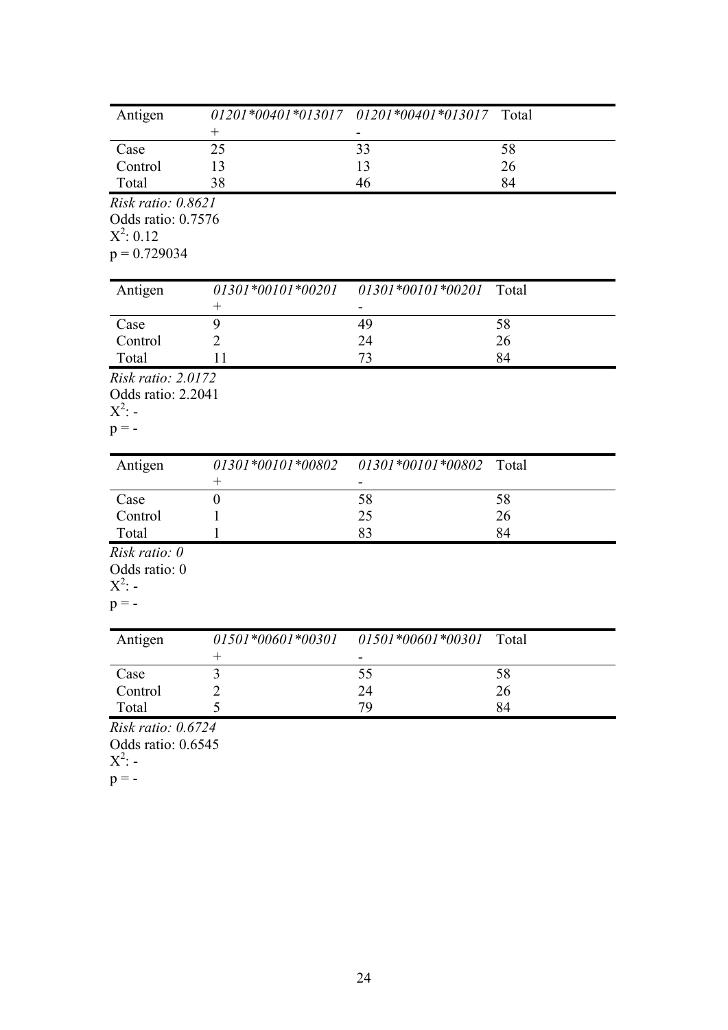| Antigen | *01201\*00401\*013017* + | *01201\*00401\*013017* - | Total |
|---|---|---|---|
| Case | 25 | 33 | 58 |
| Control | 13 | 13 | 26 |
| Total | 38 | 46 | 84 |

*Risk ratio: 0.8621*
Odds ratio: 0.7576
$X^2$: 0.12
p = 0.729034

| Antigen | *01301\*00101\*00201* + | *01301\*00101\*00201* - | Total |
|---|---|---|---|
| Case | 9 | 49 | 58 |
| Control | 2 | 24 | 26 |
| Total | 11 | 73 | 84 |

*Risk ratio: 2.0172*
Odds ratio: 2.2041
$X^2$: -
p = -

| Antigen | *01301\*00101\*00802* + | *01301\*00101\*00802* - | Total |
|---|---|---|---|
| Case | 0 | 58 | 58 |
| Control | 1 | 25 | 26 |
| Total | 1 | 83 | 84 |

*Risk ratio: 0*
Odds ratio: 0
$X^2$: -
p = -

| Antigen | *01501\*00601\*00301* + | *01501\*00601\*00301* - | Total |
|---|---|---|---|
| Case | 3 | 55 | 58 |
| Control | 2 | 24 | 26 |
| Total | 5 | 79 | 84 |

*Risk ratio: 0.6724*
Odds ratio: 0.6545
$X^2$: -
p = -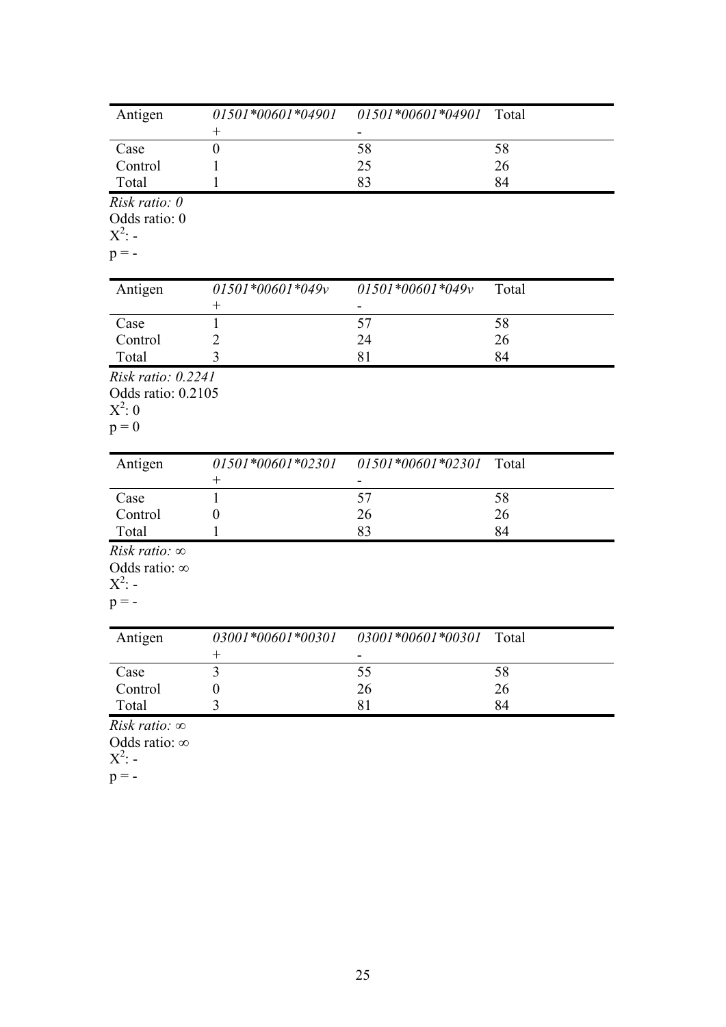| Antigen | *01501\*00601\*04901* + | *01501\*00601\*04901* - | Total |
|---|---|---|---|
| Case | 0 | 58 | 58 |
| Control | 1 | 25 | 26 |
| Total | 1 | 83 | 84 |

*Risk ratio: 0*
Odds ratio: 0
$X^2$: -
p = -

| Antigen | *01501\*00601\*049v* + | *01501\*00601\*049v* - | Total |
|---|---|---|---|
| Case | 1 | 57 | 58 |
| Control | 2 | 24 | 26 |
| Total | 3 | 81 | 84 |

*Risk ratio: 0.2241*
Odds ratio: 0.2105
$X^2$: 0
p = 0

| Antigen | *01501\*00601\*02301* + | *01501\*00601\*02301* - | Total |
|---|---|---|---|
| Case | 1 | 57 | 58 |
| Control | 0 | 26 | 26 |
| Total | 1 | 83 | 84 |

*Risk ratio: ∞*
Odds ratio: ∞
$X^2$: -
p = -

| Antigen | *03001\*00601\*00301* + | *03001\*00601\*00301* - | Total |
|---|---|---|---|
| Case | 3 | 55 | 58 |
| Control | 0 | 26 | 26 |
| Total | 3 | 81 | 84 |

*Risk ratio: ∞*
Odds ratio: ∞
$X^2$: -
p = -